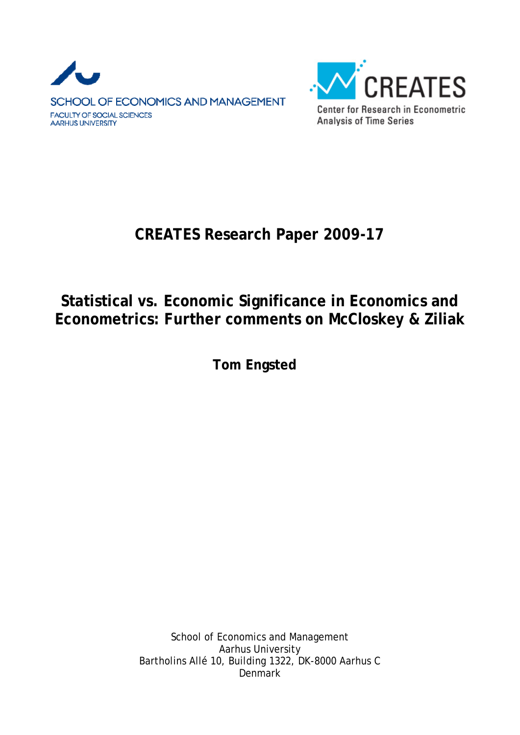SCHOOL OF ECONOMICS AND MANAGEMENT

FACULTY OF SOCIAL SCIENCES
AARHUS UNIVERSITY

CREATES
Center for Research in Econometric Analysis of Time Series

# CREATES Research Paper 2009-17

# Statistical vs. Economic Significance in Economics and Econometrics: Further comments on McCloskey & Ziliak

**Tom Engsted**

School of Economics and Management
Aarhus University
Bartholins Allé 10, Building 1322, DK-8000 Aarhus C
Denmark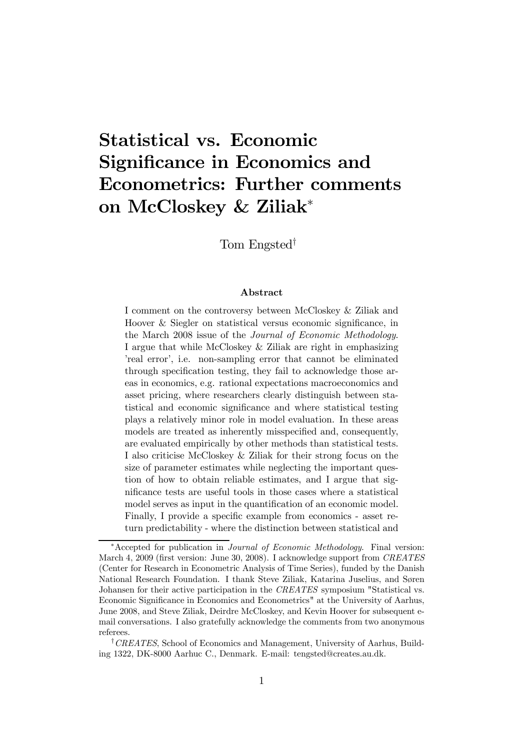# Statistical vs. Economic Significance in Economics and Econometrics: Further comments on McCloskey & Ziliak[*]

Tom Engsted[†]

### Abstract

I comment on the controversy between McCloskey & Ziliak and Hoover & Siegler on statistical versus economic significance, in the March 2008 issue of the *Journal of Economic Methodology*. I argue that while McCloskey & Ziliak are right in emphasizing 'real error', i.e. non-sampling error that cannot be eliminated through specification testing, they fail to acknowledge those areas in economics, e.g. rational expectations macroeconomics and asset pricing, where researchers clearly distinguish between statistical and economic significance and where statistical testing plays a relatively minor role in model evaluation. In these areas models are treated as inherently misspecified and, consequently, are evaluated empirically by other methods than statistical tests. I also criticise McCloskey & Ziliak for their strong focus on the size of parameter estimates while neglecting the important question of how to obtain reliable estimates, and I argue that significance tests are useful tools in those cases where a statistical model serves as input in the quantification of an economic model. Finally, I provide a specific example from economics - asset return predictability - where the distinction between statistical and

---

[*] Accepted for publication in *Journal of Economic Methodology*. Final version: March 4, 2009 (first version: June 30, 2008). I acknowledge support from *CREATES* (Center for Research in Econometric Analysis of Time Series), funded by the Danish National Research Foundation. I thank Steve Ziliak, Katarina Juselius, and Søren Johansen for their active participation in the *CREATES* symposium "Statistical vs. Economic Significance in Economics and Econometrics" at the University of Aarhus, June 2008, and Steve Ziliak, Deirdre McCloskey, and Kevin Hoover for subsequent e-mail conversations. I also gratefully acknowledge the comments from two anonymous referees.

[†] *CREATES*, School of Economics and Management, University of Aarhus, Building 1322, DK-8000 Aarhuc C., Denmark. E-mail: tengsted@creates.au.dk.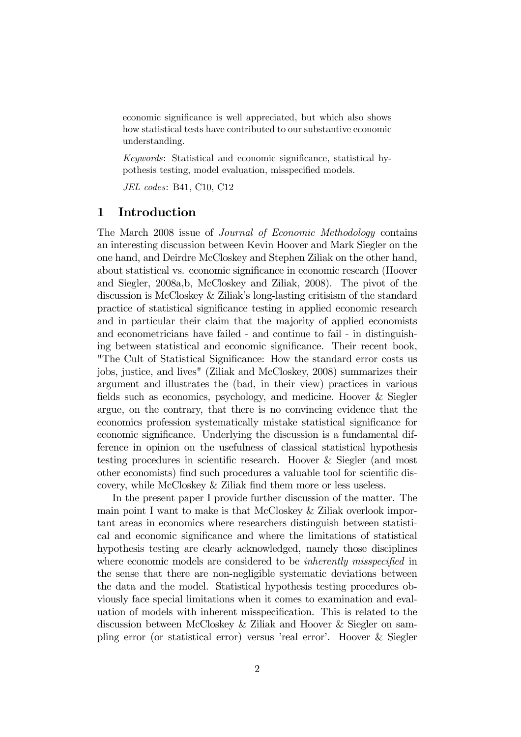economic significance is well appreciated, but which also shows how statistical tests have contributed to our substantive economic understanding.

*Keywords*: Statistical and economic significance, statistical hypothesis testing, model evaluation, misspecified models.

*JEL codes*: B41, C10, C12

## 1 Introduction

The March 2008 issue of *Journal of Economic Methodology* contains an interesting discussion between Kevin Hoover and Mark Siegler on the one hand, and Deirdre McCloskey and Stephen Ziliak on the other hand, about statistical vs. economic significance in economic research (Hoover and Siegler, 2008a,b, McCloskey and Ziliak, 2008). The pivot of the discussion is McCloskey & Ziliak's long-lasting critisism of the standard practice of statistical significance testing in applied economic research and in particular their claim that the majority of applied economists and econometricians have failed - and continue to fail - in distinguishing between statistical and economic significance. Their recent book, "The Cult of Statistical Significance: How the standard error costs us jobs, justice, and lives" (Ziliak and McCloskey, 2008) summarizes their argument and illustrates the (bad, in their view) practices in various fields such as economics, psychology, and medicine. Hoover & Siegler argue, on the contrary, that there is no convincing evidence that the economics profession systematically mistake statistical significance for economic significance. Underlying the discussion is a fundamental difference in opinion on the usefulness of classical statistical hypothesis testing procedures in scientific research. Hoover & Siegler (and most other economists) find such procedures a valuable tool for scientific discovery, while McCloskey & Ziliak find them more or less useless.

In the present paper I provide further discussion of the matter. The main point I want to make is that McCloskey & Ziliak overlook important areas in economics where researchers distinguish between statistical and economic significance and where the limitations of statistical hypothesis testing are clearly acknowledged, namely those disciplines where economic models are considered to be *inherently misspecified* in the sense that there are non-negligible systematic deviations between the data and the model. Statistical hypothesis testing procedures obviously face special limitations when it comes to examination and evaluation of models with inherent misspecification. This is related to the discussion between McCloskey & Ziliak and Hoover & Siegler on sampling error (or statistical error) versus 'real error'. Hoover & Siegler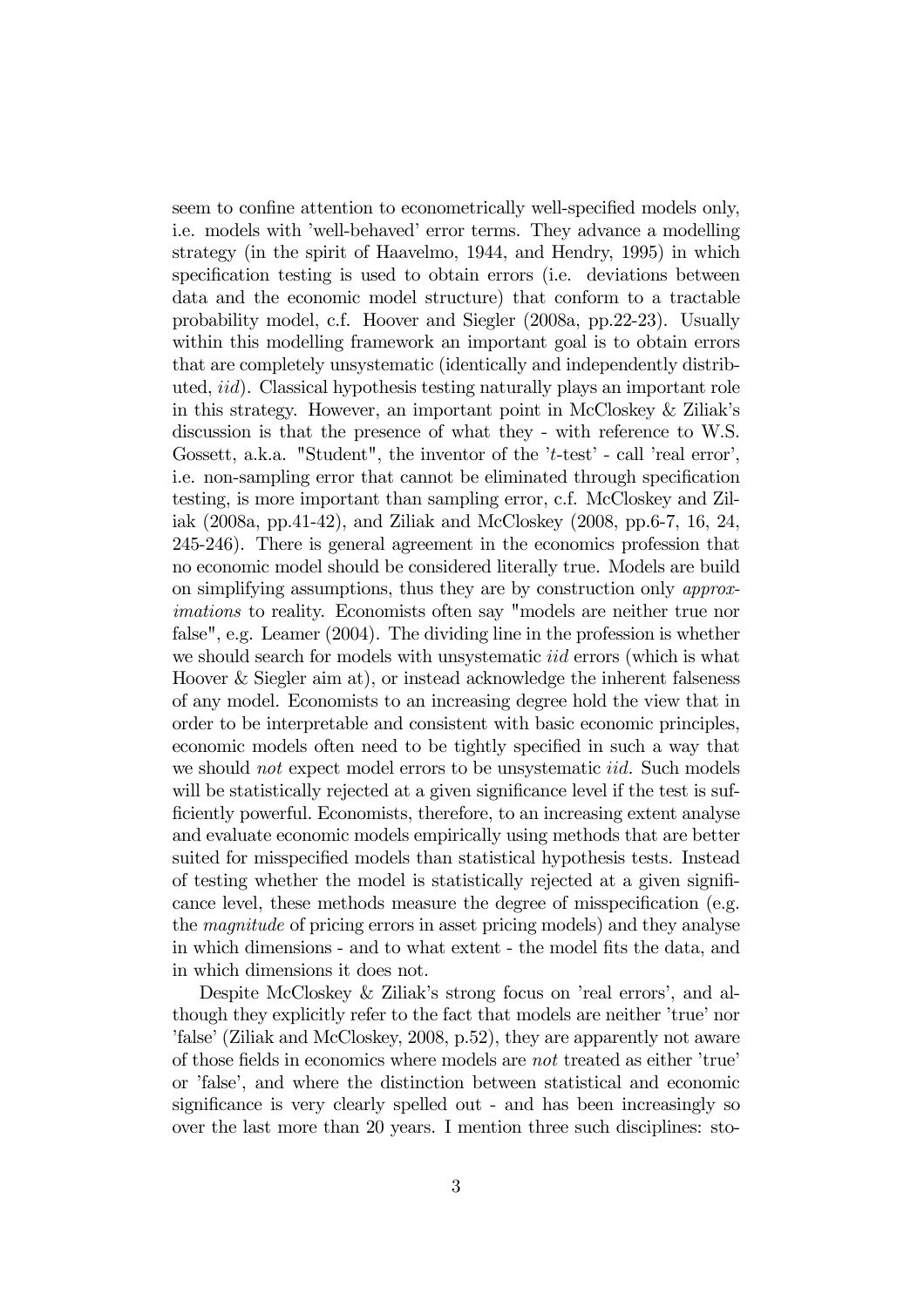seem to confine attention to econometrically well-specified models only, i.e. models with 'well-behaved' error terms. They advance a modelling strategy (in the spirit of Haavelmo, 1944, and Hendry, 1995) in which specification testing is used to obtain errors (i.e. deviations between data and the economic model structure) that conform to a tractable probability model, c.f. Hoover and Siegler (2008a, pp.22-23). Usually within this modelling framework an important goal is to obtain errors that are completely unsystematic (identically and independently distributed, *iid*). Classical hypothesis testing naturally plays an important role in this strategy. However, an important point in McCloskey & Ziliak's discussion is that the presence of what they - with reference to W.S. Gossett, a.k.a. "Student", the inventor of the '$t$-test' - call 'real error', i.e. non-sampling error that cannot be eliminated through specification testing, is more important than sampling error, c.f. McCloskey and Ziliak (2008a, pp.41-42), and Ziliak and McCloskey (2008, pp.6-7, 16, 24, 245-246). There is general agreement in the economics profession that no economic model should be considered literally true. Models are build on simplifying assumptions, thus they are by construction only *approximations* to reality. Economists often say "models are neither true nor false", e.g. Leamer (2004). The dividing line in the profession is whether we should search for models with unsystematic *iid* errors (which is what Hoover & Siegler aim at), or instead acknowledge the inherent falseness of any model. Economists to an increasing degree hold the view that in order to be interpretable and consistent with basic economic principles, economic models often need to be tightly specified in such a way that we should *not* expect model errors to be unsystematic *iid*. Such models will be statistically rejected at a given significance level if the test is sufficiently powerful. Economists, therefore, to an increasing extent analyse and evaluate economic models empirically using methods that are better suited for misspecified models than statistical hypothesis tests. Instead of testing whether the model is statistically rejected at a given significance level, these methods measure the degree of misspecification (e.g. the *magnitude* of pricing errors in asset pricing models) and they analyse in which dimensions - and to what extent - the model fits the data, and in which dimensions it does not.

Despite McCloskey & Ziliak's strong focus on 'real errors', and although they explicitly refer to the fact that models are neither 'true' nor 'false' (Ziliak and McCloskey, 2008, p.52), they are apparently not aware of those fields in economics where models are *not* treated as either 'true' or 'false', and where the distinction between statistical and economic significance is very clearly spelled out - and has been increasingly so over the last more than 20 years. I mention three such disciplines: sto-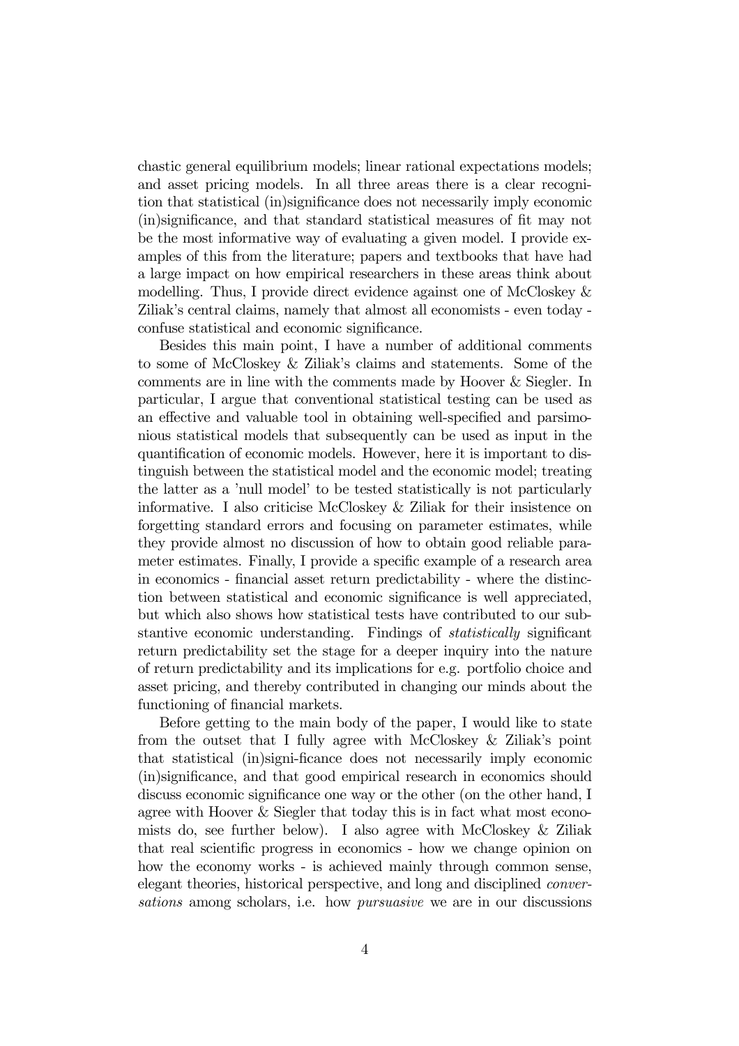chastic general equilibrium models; linear rational expectations models; and asset pricing models. In all three areas there is a clear recognition that statistical (in)significance does not necessarily imply economic (in)significance, and that standard statistical measures of fit may not be the most informative way of evaluating a given model. I provide examples of this from the literature; papers and textbooks that have had a large impact on how empirical researchers in these areas think about modelling. Thus, I provide direct evidence against one of McCloskey & Ziliak's central claims, namely that almost all economists - even today - confuse statistical and economic significance.

Besides this main point, I have a number of additional comments to some of McCloskey & Ziliak's claims and statements. Some of the comments are in line with the comments made by Hoover & Siegler. In particular, I argue that conventional statistical testing can be used as an effective and valuable tool in obtaining well-specified and parsimonious statistical models that subsequently can be used as input in the quantification of economic models. However, here it is important to distinguish between the statistical model and the economic model; treating the latter as a 'null model' to be tested statistically is not particularly informative. I also criticise McCloskey & Ziliak for their insistence on forgetting standard errors and focusing on parameter estimates, while they provide almost no discussion of how to obtain good reliable parameter estimates. Finally, I provide a specific example of a research area in economics - financial asset return predictability - where the distinction between statistical and economic significance is well appreciated, but which also shows how statistical tests have contributed to our substantive economic understanding. Findings of *statistically* significant return predictability set the stage for a deeper inquiry into the nature of return predictability and its implications for e.g. portfolio choice and asset pricing, and thereby contributed in changing our minds about the functioning of financial markets.

Before getting to the main body of the paper, I would like to state from the outset that I fully agree with McCloskey & Ziliak's point that statistical (in)signi-ficance does not necessarily imply economic (in)significance, and that good empirical research in economics should discuss economic significance one way or the other (on the other hand, I agree with Hoover & Siegler that today this is in fact what most economists do, see further below). I also agree with McCloskey & Ziliak that real scientific progress in economics - how we change opinion on how the economy works - is achieved mainly through common sense, elegant theories, historical perspective, and long and disciplined *conversations* among scholars, i.e. how *pursuasive* we are in our discussions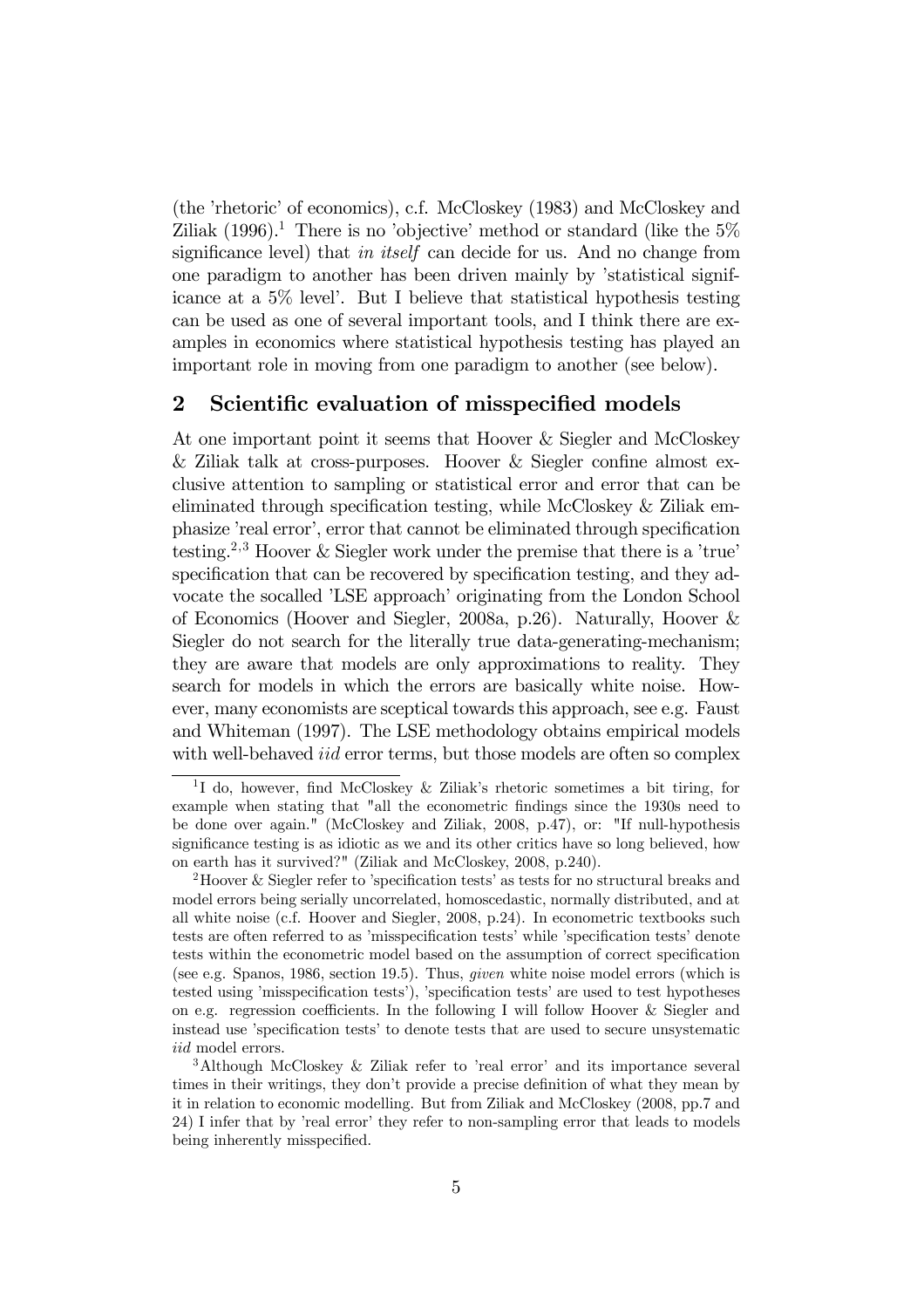(the 'rhetoric' of economics), c.f. McCloskey (1983) and McCloskey and Ziliak (1996).[1] There is no 'objective' method or standard (like the 5% significance level) that *in itself* can decide for us. And no change from one paradigm to another has been driven mainly by 'statistical significance at a 5% level'. But I believe that statistical hypothesis testing can be used as one of several important tools, and I think there are examples in economics where statistical hypothesis testing has played an important role in moving from one paradigm to another (see below).

## 2 Scientific evaluation of misspecified models

At one important point it seems that Hoover & Siegler and McCloskey & Ziliak talk at cross-purposes. Hoover & Siegler confine almost exclusive attention to sampling or statistical error and error that can be eliminated through specification testing, while McCloskey & Ziliak emphasize 'real error', error that cannot be eliminated through specification testing.[2,3] Hoover & Siegler work under the premise that there is a 'true' specification that can be recovered by specification testing, and they advocate the socalled 'LSE approach' originating from the London School of Economics (Hoover and Siegler, 2008a, p.26). Naturally, Hoover & Siegler do not search for the literally true data-generating-mechanism; they are aware that models are only approximations to reality. They search for models in which the errors are basically white noise. However, many economists are sceptical towards this approach, see e.g. Faust and Whiteman (1997). The LSE methodology obtains empirical models with well-behaved *iid* error terms, but those models are often so complex

---

[1] I do, however, find McCloskey & Ziliak's rhetoric sometimes a bit tiring, for example when stating that "all the econometric findings since the 1930s need to be done over again." (McCloskey and Ziliak, 2008, p.47), or: "If null-hypothesis significance testing is as idiotic as we and its other critics have so long believed, how on earth has it survived?" (Ziliak and McCloskey, 2008, p.240).

[2] Hoover & Siegler refer to 'specification tests' as tests for no structural breaks and model errors being serially uncorrelated, homoscedastic, normally distributed, and at all white noise (c.f. Hoover and Siegler, 2008, p.24). In econometric textbooks such tests are often referred to as 'misspecification tests' while 'specification tests' denote tests within the econometric model based on the assumption of correct specification (see e.g. Spanos, 1986, section 19.5). Thus, *given* white noise model errors (which is tested using 'misspecification tests'), 'specification tests' are used to test hypotheses on e.g. regression coefficients. In the following I will follow Hoover & Siegler and instead use 'specification tests' to denote tests that are used to secure unsystematic *iid* model errors.

[3] Although McCloskey & Ziliak refer to 'real error' and its importance several times in their writings, they don't provide a precise definition of what they mean by it in relation to economic modelling. But from Ziliak and McCloskey (2008, pp.7 and 24) I infer that by 'real error' they refer to non-sampling error that leads to models being inherently misspecified.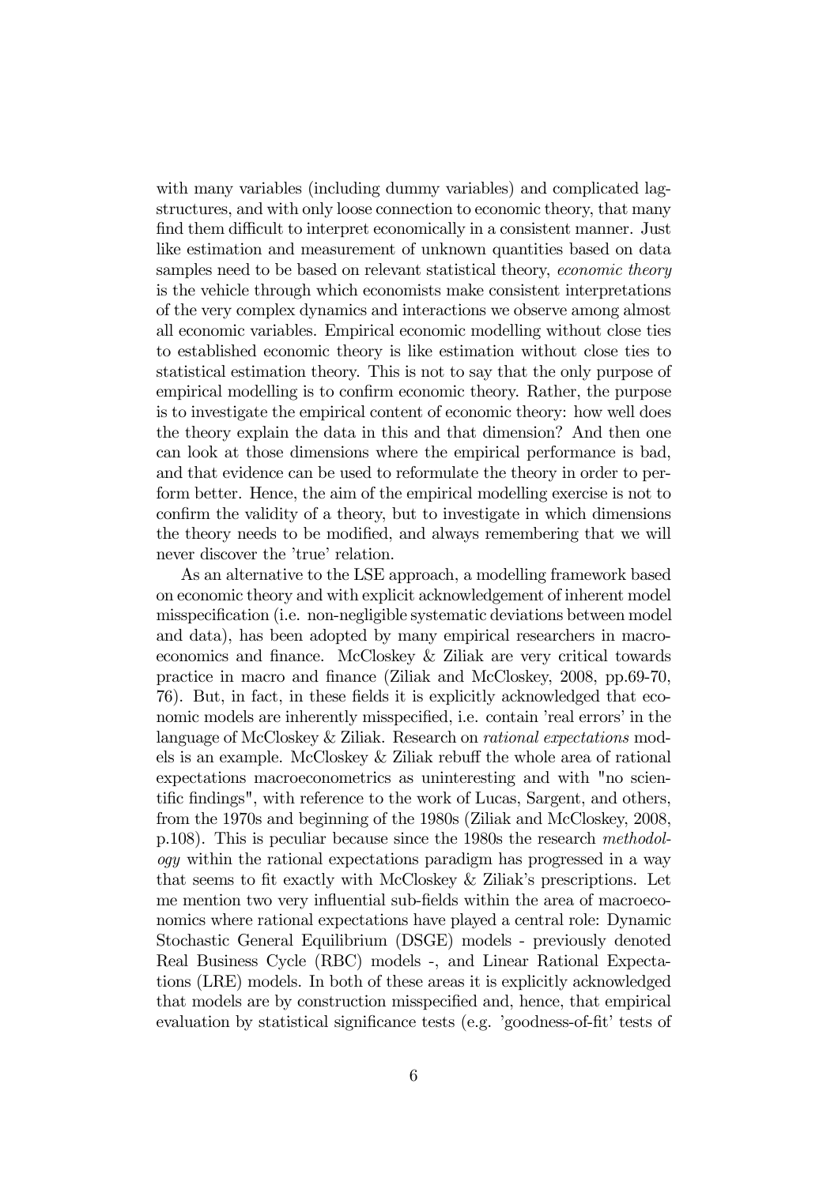with many variables (including dummy variables) and complicated lag-structures, and with only loose connection to economic theory, that many find them difficult to interpret economically in a consistent manner. Just like estimation and measurement of unknown quantities based on data samples need to be based on relevant statistical theory, *economic theory* is the vehicle through which economists make consistent interpretations of the very complex dynamics and interactions we observe among almost all economic variables. Empirical economic modelling without close ties to established economic theory is like estimation without close ties to statistical estimation theory. This is not to say that the only purpose of empirical modelling is to confirm economic theory. Rather, the purpose is to investigate the empirical content of economic theory: how well does the theory explain the data in this and that dimension? And then one can look at those dimensions where the empirical performance is bad, and that evidence can be used to reformulate the theory in order to perform better. Hence, the aim of the empirical modelling exercise is not to confirm the validity of a theory, but to investigate in which dimensions the theory needs to be modified, and always remembering that we will never discover the 'true' relation.

As an alternative to the LSE approach, a modelling framework based on economic theory and with explicit acknowledgement of inherent model misspecification (i.e. non-negligible systematic deviations between model and data), has been adopted by many empirical researchers in macroeconomics and finance. McCloskey & Ziliak are very critical towards practice in macro and finance (Ziliak and McCloskey, 2008, pp.69-70, 76). But, in fact, in these fields it is explicitly acknowledged that economic models are inherently misspecified, i.e. contain 'real errors' in the language of McCloskey & Ziliak. Research on *rational expectations* models is an example. McCloskey & Ziliak rebuff the whole area of rational expectations macroeconometrics as uninteresting and with "no scientific findings", with reference to the work of Lucas, Sargent, and others, from the 1970s and beginning of the 1980s (Ziliak and McCloskey, 2008, p.108). This is peculiar because since the 1980s the research *methodology* within the rational expectations paradigm has progressed in a way that seems to fit exactly with McCloskey & Ziliak's prescriptions. Let me mention two very influential sub-fields within the area of macroeconomics where rational expectations have played a central role: Dynamic Stochastic General Equilibrium (DSGE) models - previously denoted Real Business Cycle (RBC) models -, and Linear Rational Expectations (LRE) models. In both of these areas it is explicitly acknowledged that models are by construction misspecified and, hence, that empirical evaluation by statistical significance tests (e.g. 'goodness-of-fit' tests of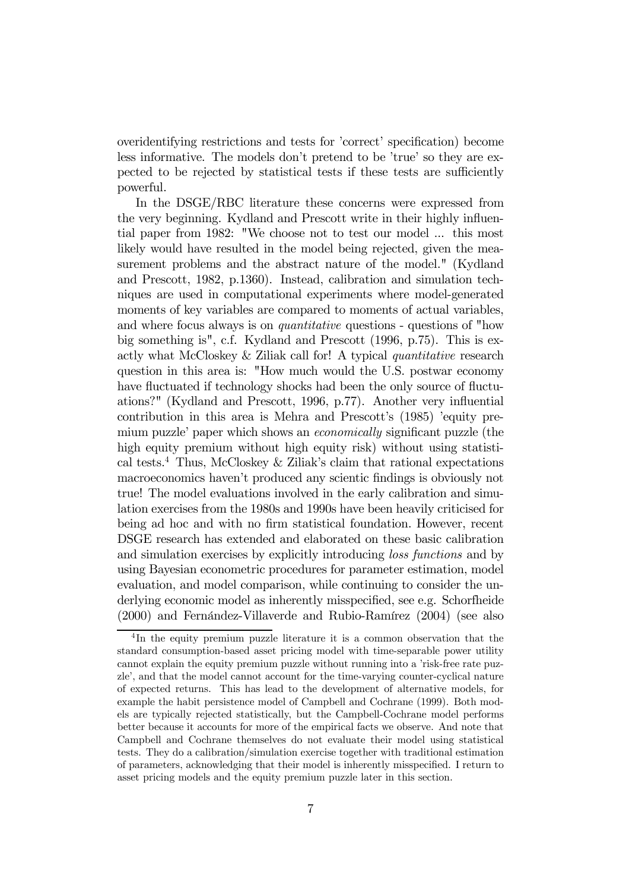overidentifying restrictions and tests for 'correct' specification) become less informative. The models don't pretend to be 'true' so they are expected to be rejected by statistical tests if these tests are sufficiently powerful.

In the DSGE/RBC literature these concerns were expressed from the very beginning. Kydland and Prescott write in their highly influential paper from 1982: "We choose not to test our model ... this most likely would have resulted in the model being rejected, given the measurement problems and the abstract nature of the model." (Kydland and Prescott, 1982, p.1360). Instead, calibration and simulation techniques are used in computational experiments where model-generated moments of key variables are compared to moments of actual variables, and where focus always is on *quantitative* questions - questions of "how big something is", c.f. Kydland and Prescott (1996, p.75). This is exactly what McCloskey & Ziliak call for! A typical *quantitative* research question in this area is: "How much would the U.S. postwar economy have fluctuated if technology shocks had been the only source of fluctuations?" (Kydland and Prescott, 1996, p.77). Another very influential contribution in this area is Mehra and Prescott's (1985) 'equity premium puzzle' paper which shows an *economically* significant puzzle (the high equity premium without high equity risk) without using statistical tests.[4] Thus, McCloskey & Ziliak's claim that rational expectations macroeconomics haven't produced any scientic findings is obviously not true! The model evaluations involved in the early calibration and simulation exercises from the 1980s and 1990s have been heavily criticised for being ad hoc and with no firm statistical foundation. However, recent DSGE research has extended and elaborated on these basic calibration and simulation exercises by explicitly introducing *loss functions* and by using Bayesian econometric procedures for parameter estimation, model evaluation, and model comparison, while continuing to consider the underlying economic model as inherently misspecified, see e.g. Schorfheide (2000) and Fernández-Villaverde and Rubio-Ramírez (2004) (see also

[4] In the equity premium puzzle literature it is a common observation that the standard consumption-based asset pricing model with time-separable power utility cannot explain the equity premium puzzle without running into a 'risk-free rate puzzle', and that the model cannot account for the time-varying counter-cyclical nature of expected returns. This has lead to the development of alternative models, for example the habit persistence model of Campbell and Cochrane (1999). Both models are typically rejected statistically, but the Campbell-Cochrane model performs better because it accounts for more of the empirical facts we observe. And note that Campbell and Cochrane themselves do not evaluate their model using statistical tests. They do a calibration/simulation exercise together with traditional estimation of parameters, acknowledging that their model is inherently misspecified. I return to asset pricing models and the equity premium puzzle later in this section.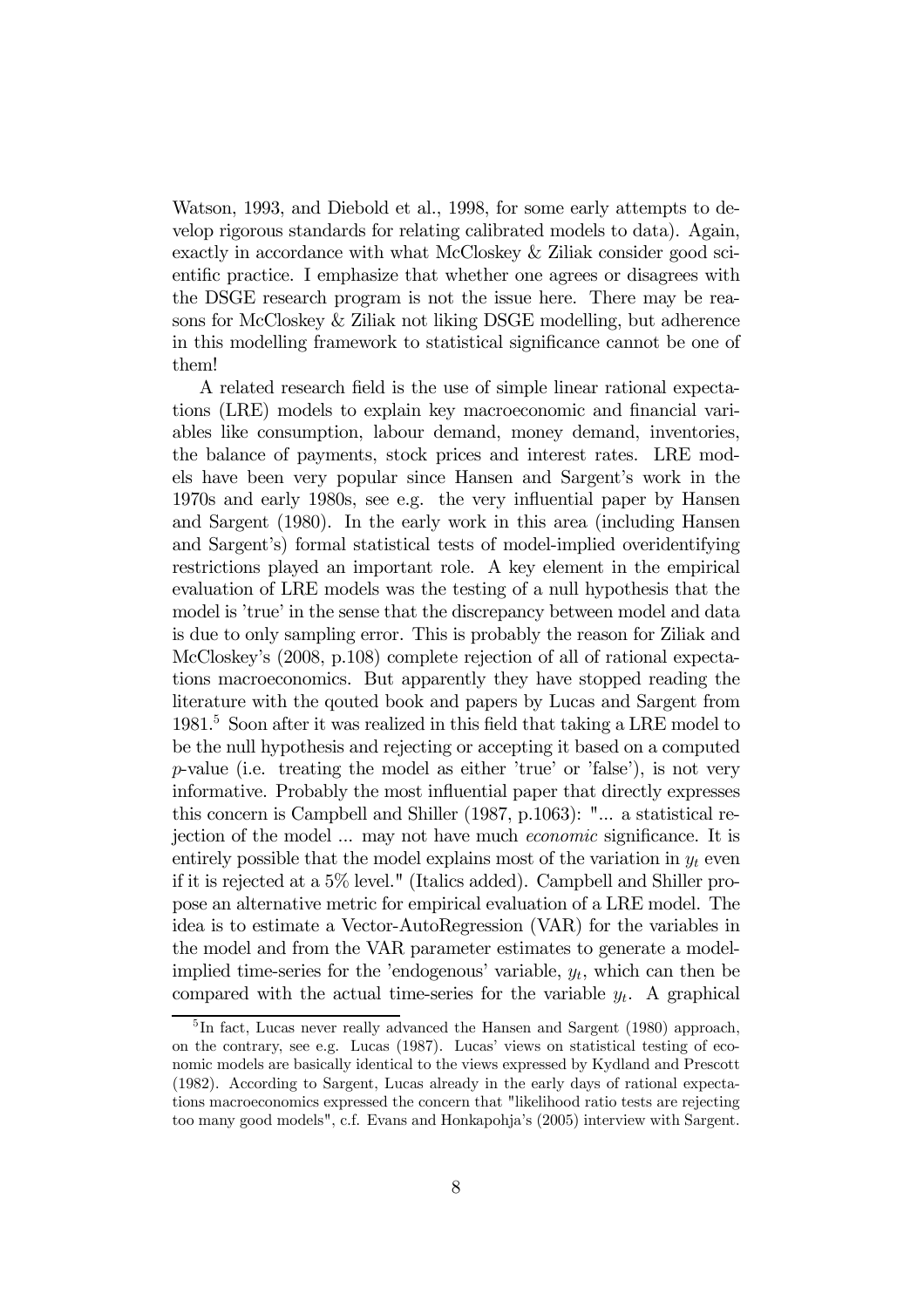Watson, 1993, and Diebold et al., 1998, for some early attempts to develop rigorous standards for relating calibrated models to data). Again, exactly in accordance with what McCloskey & Ziliak consider good scientific practice. I emphasize that whether one agrees or disagrees with the DSGE research program is not the issue here. There may be reasons for McCloskey & Ziliak not liking DSGE modelling, but adherence in this modelling framework to statistical significance cannot be one of them!

A related research field is the use of simple linear rational expectations (LRE) models to explain key macroeconomic and financial variables like consumption, labour demand, money demand, inventories, the balance of payments, stock prices and interest rates. LRE models have been very popular since Hansen and Sargent's work in the 1970s and early 1980s, see e.g. the very influential paper by Hansen and Sargent (1980). In the early work in this area (including Hansen and Sargent's) formal statistical tests of model-implied overidentifying restrictions played an important role. A key element in the empirical evaluation of LRE models was the testing of a null hypothesis that the model is 'true' in the sense that the discrepancy between model and data is due to only sampling error. This is probably the reason for Ziliak and McCloskey's (2008, p.108) complete rejection of all of rational expectations macroeconomics. But apparently they have stopped reading the literature with the qouted book and papers by Lucas and Sargent from 1981.[5] Soon after it was realized in this field that taking a LRE model to be the null hypothesis and rejecting or accepting it based on a computed $p$-value (i.e. treating the model as either 'true' or 'false'), is not very informative. Probably the most influential paper that directly expresses this concern is Campbell and Shiller (1987, p.1063): "... a statistical rejection of the model ... may not have much *economic* significance. It is entirely possible that the model explains most of the variation in $y_t$ even if it is rejected at a 5% level." (Italics added). Campbell and Shiller propose an alternative metric for empirical evaluation of a LRE model. The idea is to estimate a Vector-AutoRegression (VAR) for the variables in the model and from the VAR parameter estimates to generate a model-implied time-series for the 'endogenous' variable, $y_t$, which can then be compared with the actual time-series for the variable $y_t$. A graphical

[5] In fact, Lucas never really advanced the Hansen and Sargent (1980) approach, on the contrary, see e.g. Lucas (1987). Lucas' views on statistical testing of economic models are basically identical to the views expressed by Kydland and Prescott (1982). According to Sargent, Lucas already in the early days of rational expectations macroeconomics expressed the concern that "likelihood ratio tests are rejecting too many good models", c.f. Evans and Honkapohja's (2005) interview with Sargent.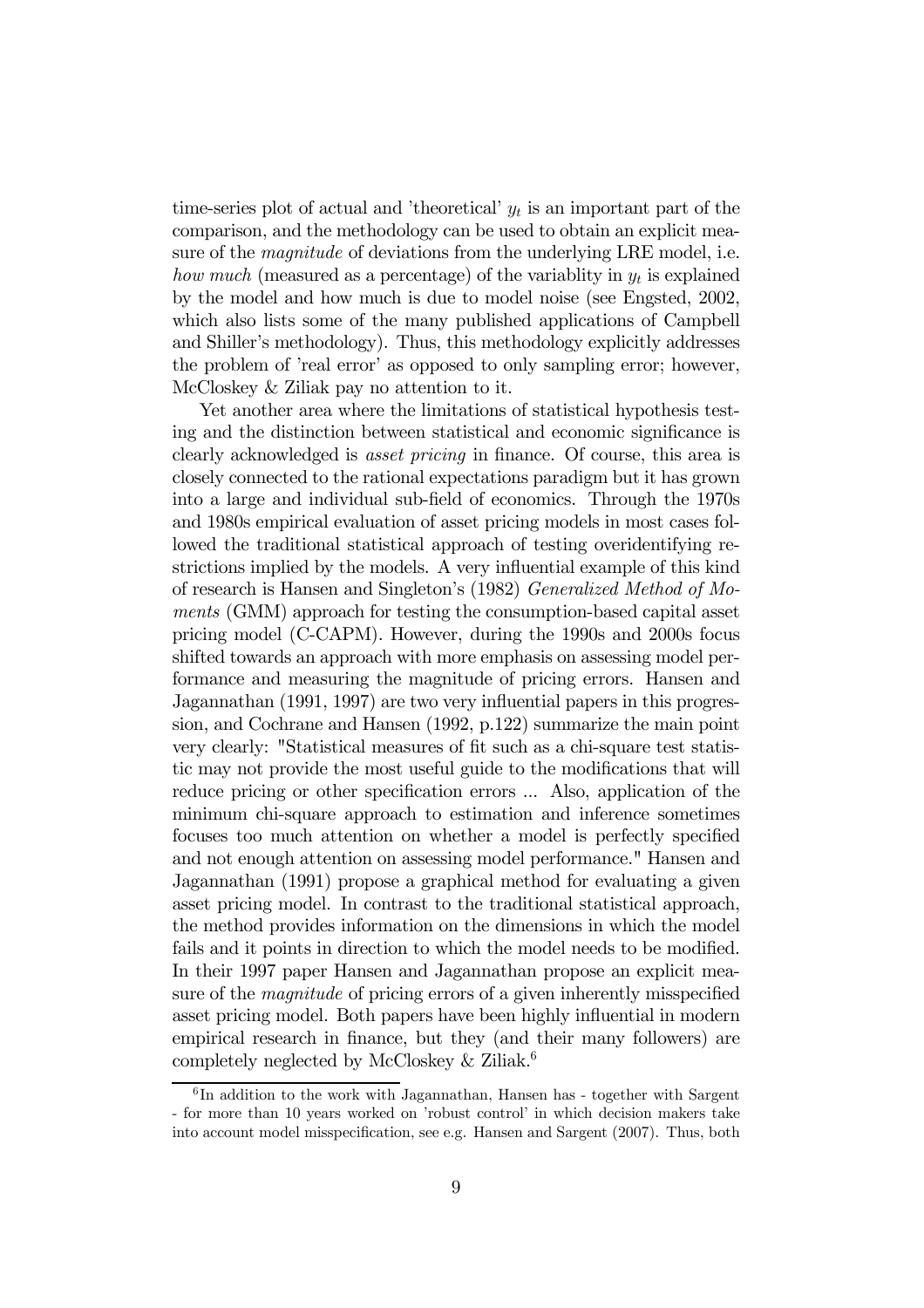time-series plot of actual and 'theoretical' $y_t$ is an important part of the comparison, and the methodology can be used to obtain an explicit measure of the *magnitude* of deviations from the underlying LRE model, i.e. *how much* (measured as a percentage) of the variablity in $y_t$ is explained by the model and how much is due to model noise (see Engsted, 2002, which also lists some of the many published applications of Campbell and Shiller's methodology). Thus, this methodology explicitly addresses the problem of 'real error' as opposed to only sampling error; however, McCloskey & Ziliak pay no attention to it.

Yet another area where the limitations of statistical hypothesis testing and the distinction between statistical and economic significance is clearly acknowledged is *asset pricing* in finance. Of course, this area is closely connected to the rational expectations paradigm but it has grown into a large and individual sub-field of economics. Through the 1970s and 1980s empirical evaluation of asset pricing models in most cases followed the traditional statistical approach of testing overidentifying restrictions implied by the models. A very influential example of this kind of research is Hansen and Singleton's (1982) *Generalized Method of Moments* (GMM) approach for testing the consumption-based capital asset pricing model (C-CAPM). However, during the 1990s and 2000s focus shifted towards an approach with more emphasis on assessing model performance and measuring the magnitude of pricing errors. Hansen and Jagannathan (1991, 1997) are two very influential papers in this progression, and Cochrane and Hansen (1992, p.122) summarize the main point very clearly: "Statistical measures of fit such as a chi-square test statistic may not provide the most useful guide to the modifications that will reduce pricing or other specification errors ... Also, application of the minimum chi-square approach to estimation and inference sometimes focuses too much attention on whether a model is perfectly specified and not enough attention on assessing model performance." Hansen and Jagannathan (1991) propose a graphical method for evaluating a given asset pricing model. In contrast to the traditional statistical approach, the method provides information on the dimensions in which the model fails and it points in direction to which the model needs to be modified. In their 1997 paper Hansen and Jagannathan propose an explicit measure of the *magnitude* of pricing errors of a given inherently misspecified asset pricing model. Both papers have been highly influential in modern empirical research in finance, but they (and their many followers) are completely neglected by McCloskey & Ziliak.[6]

[6] In addition to the work with Jagannathan, Hansen has - together with Sargent - for more than 10 years worked on 'robust control' in which decision makers take into account model misspecification, see e.g. Hansen and Sargent (2007). Thus, both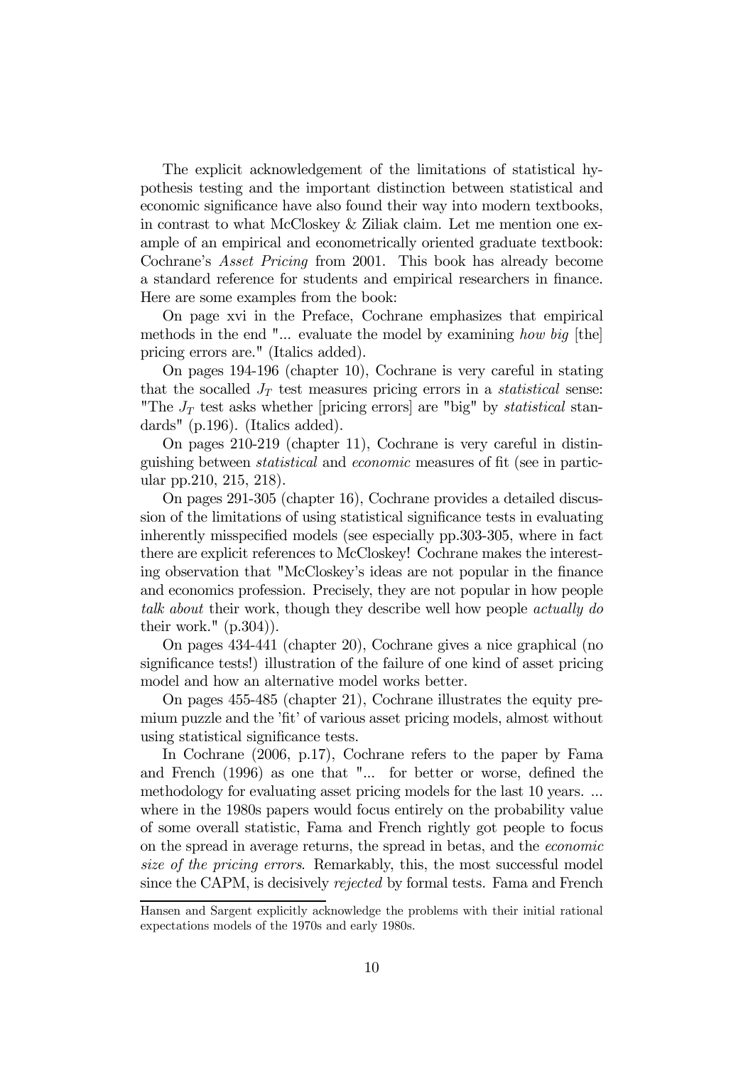The explicit acknowledgement of the limitations of statistical hypothesis testing and the important distinction between statistical and economic significance have also found their way into modern textbooks, in contrast to what McCloskey & Ziliak claim. Let me mention one example of an empirical and econometrically oriented graduate textbook: Cochrane's *Asset Pricing* from 2001. This book has already become a standard reference for students and empirical researchers in finance. Here are some examples from the book:

On page xvi in the Preface, Cochrane emphasizes that empirical methods in the end "... evaluate the model by examining *how big* [the] pricing errors are." (Italics added).

On pages 194-196 (chapter 10), Cochrane is very careful in stating that the socalled $J_T$ test measures pricing errors in a *statistical* sense: "The $J_T$ test asks whether [pricing errors] are "big" by *statistical* standards" (p.196). (Italics added).

On pages 210-219 (chapter 11), Cochrane is very careful in distinguishing between *statistical* and *economic* measures of fit (see in particular pp.210, 215, 218).

On pages 291-305 (chapter 16), Cochrane provides a detailed discussion of the limitations of using statistical significance tests in evaluating inherently misspecified models (see especially pp.303-305, where in fact there are explicit references to McCloskey! Cochrane makes the interesting observation that "McCloskey's ideas are not popular in the finance and economics profession. Precisely, they are not popular in how people *talk about* their work, though they describe well how people *actually do* their work." (p.304)).

On pages 434-441 (chapter 20), Cochrane gives a nice graphical (no significance tests!) illustration of the failure of one kind of asset pricing model and how an alternative model works better.

On pages 455-485 (chapter 21), Cochrane illustrates the equity premium puzzle and the 'fit' of various asset pricing models, almost without using statistical significance tests.

In Cochrane (2006, p.17), Cochrane refers to the paper by Fama and French (1996) as one that "... for better or worse, defined the methodology for evaluating asset pricing models for the last 10 years. ... where in the 1980s papers would focus entirely on the probability value of some overall statistic, Fama and French rightly got people to focus on the spread in average returns, the spread in betas, and the *economic size of the pricing errors*. Remarkably, this, the most successful model since the CAPM, is decisively *rejected* by formal tests. Fama and French

---

Hansen and Sargent explicitly acknowledge the problems with their initial rational expectations models of the 1970s and early 1980s.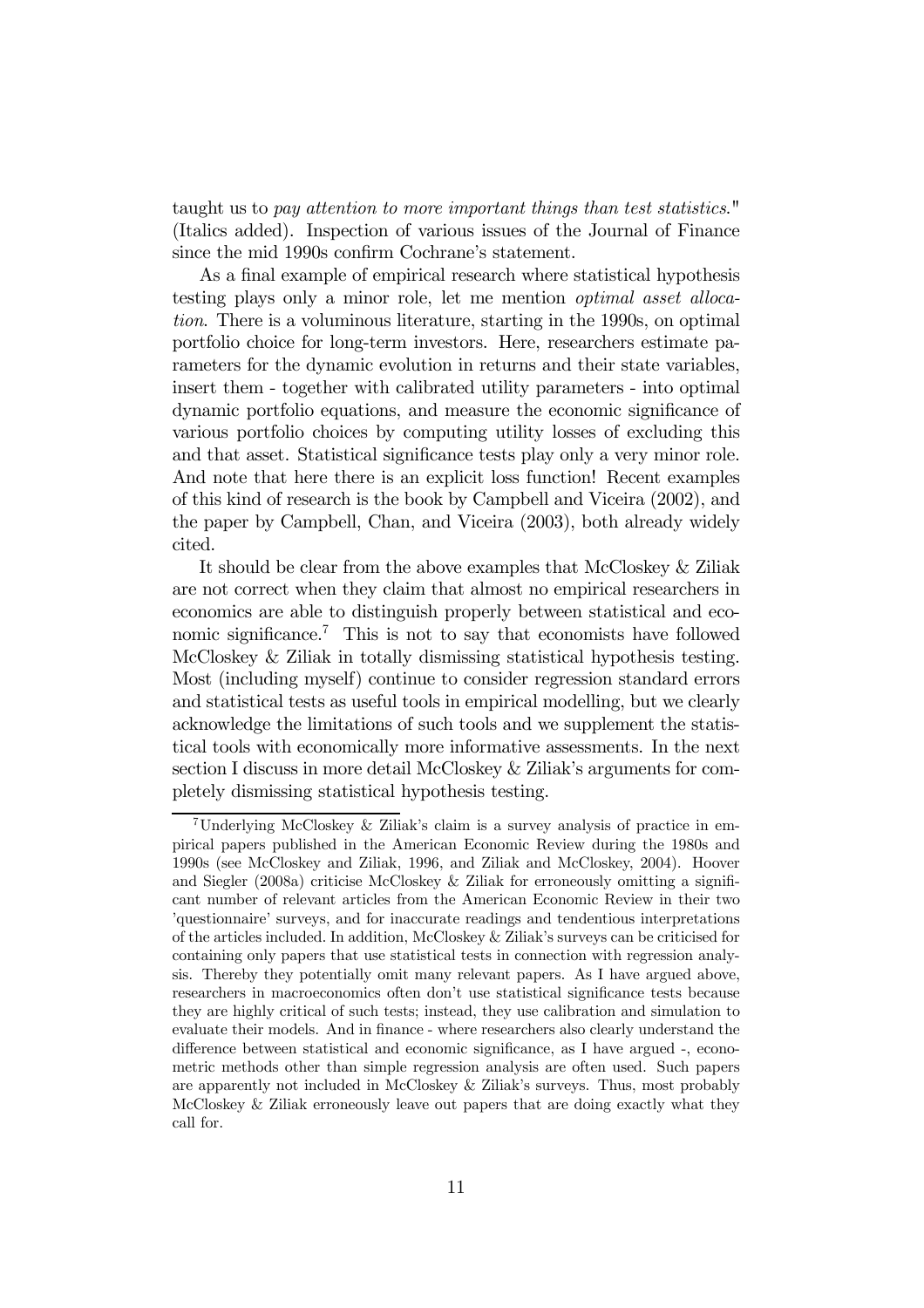taught us to *pay attention to more important things than test statistics*." (Italics added). Inspection of various issues of the Journal of Finance since the mid 1990s confirm Cochrane's statement.

As a final example of empirical research where statistical hypothesis testing plays only a minor role, let me mention *optimal asset allocation*. There is a voluminous literature, starting in the 1990s, on optimal portfolio choice for long-term investors. Here, researchers estimate parameters for the dynamic evolution in returns and their state variables, insert them - together with calibrated utility parameters - into optimal dynamic portfolio equations, and measure the economic significance of various portfolio choices by computing utility losses of excluding this and that asset. Statistical significance tests play only a very minor role. And note that here there is an explicit loss function! Recent examples of this kind of research is the book by Campbell and Viceira (2002), and the paper by Campbell, Chan, and Viceira (2003), both already widely cited.

It should be clear from the above examples that McCloskey & Ziliak are not correct when they claim that almost no empirical researchers in economics are able to distinguish properly between statistical and economic significance.[7] This is not to say that economists have followed McCloskey & Ziliak in totally dismissing statistical hypothesis testing. Most (including myself) continue to consider regression standard errors and statistical tests as useful tools in empirical modelling, but we clearly acknowledge the limitations of such tools and we supplement the statistical tools with economically more informative assessments. In the next section I discuss in more detail McCloskey & Ziliak's arguments for completely dismissing statistical hypothesis testing.

[7] Underlying McCloskey & Ziliak's claim is a survey analysis of practice in empirical papers published in the American Economic Review during the 1980s and 1990s (see McCloskey and Ziliak, 1996, and Ziliak and McCloskey, 2004). Hoover and Siegler (2008a) criticise McCloskey & Ziliak for erroneously omitting a significant number of relevant articles from the American Economic Review in their two 'questionnaire' surveys, and for inaccurate readings and tendentious interpretations of the articles included. In addition, McCloskey & Ziliak's surveys can be criticised for containing only papers that use statistical tests in connection with regression analysis. Thereby they potentially omit many relevant papers. As I have argued above, researchers in macroeconomics often don't use statistical significance tests because they are highly critical of such tests; instead, they use calibration and simulation to evaluate their models. And in finance - where researchers also clearly understand the difference between statistical and economic significance, as I have argued -, econometric methods other than simple regression analysis are often used. Such papers are apparently not included in McCloskey & Ziliak's surveys. Thus, most probably McCloskey & Ziliak erroneously leave out papers that are doing exactly what they call for.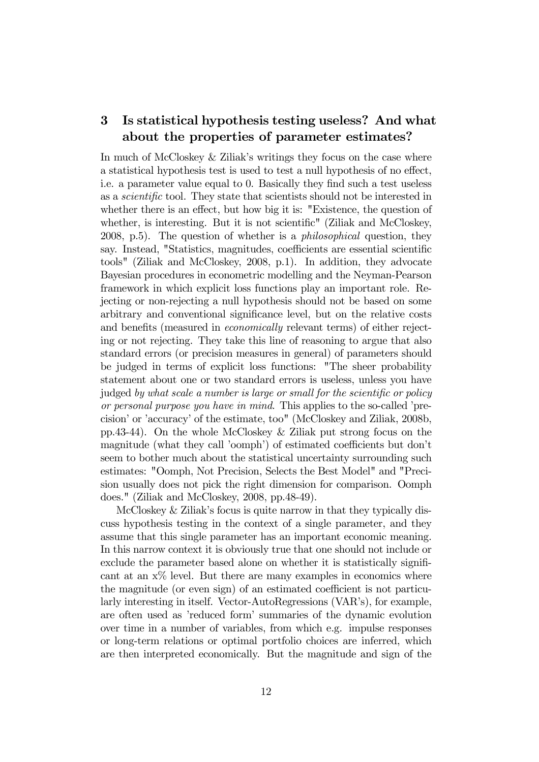## 3 Is statistical hypothesis testing useless? And what about the properties of parameter estimates?

In much of McCloskey & Ziliak's writings they focus on the case where a statistical hypothesis test is used to test a null hypothesis of no effect, i.e. a parameter value equal to 0. Basically they find such a test useless as a *scientific* tool. They state that scientists should not be interested in whether there is an effect, but how big it is: "Existence, the question of whether, is interesting. But it is not scientific" (Ziliak and McCloskey, 2008, p.5). The question of whether is a *philosophical* question, they say. Instead, "Statistics, magnitudes, coefficients are essential scientific tools" (Ziliak and McCloskey, 2008, p.1). In addition, they advocate Bayesian procedures in econometric modelling and the Neyman-Pearson framework in which explicit loss functions play an important role. Rejecting or non-rejecting a null hypothesis should not be based on some arbitrary and conventional significance level, but on the relative costs and benefits (measured in *economically* relevant terms) of either rejecting or not rejecting. They take this line of reasoning to argue that also standard errors (or precision measures in general) of parameters should be judged in terms of explicit loss functions: "The sheer probability statement about one or two standard errors is useless, unless you have judged *by what scale a number is large or small for the scientific or policy or personal purpose you have in mind*. This applies to the so-called 'precision' or 'accuracy' of the estimate, too" (McCloskey and Ziliak, 2008b, pp.43-44). On the whole McCloskey & Ziliak put strong focus on the magnitude (what they call 'oomph') of estimated coefficients but don't seem to bother much about the statistical uncertainty surrounding such estimates: "Oomph, Not Precision, Selects the Best Model" and "Precision usually does not pick the right dimension for comparison. Oomph does." (Ziliak and McCloskey, 2008, pp.48-49).

McCloskey & Ziliak's focus is quite narrow in that they typically discuss hypothesis testing in the context of a single parameter, and they assume that this single parameter has an important economic meaning. In this narrow context it is obviously true that one should not include or exclude the parameter based alone on whether it is statistically significant at an x% level. But there are many examples in economics where the magnitude (or even sign) of an estimated coefficient is not particularly interesting in itself. Vector-AutoRegressions (VAR's), for example, are often used as 'reduced form' summaries of the dynamic evolution over time in a number of variables, from which e.g. impulse responses or long-term relations or optimal portfolio choices are inferred, which are then interpreted economically. But the magnitude and sign of the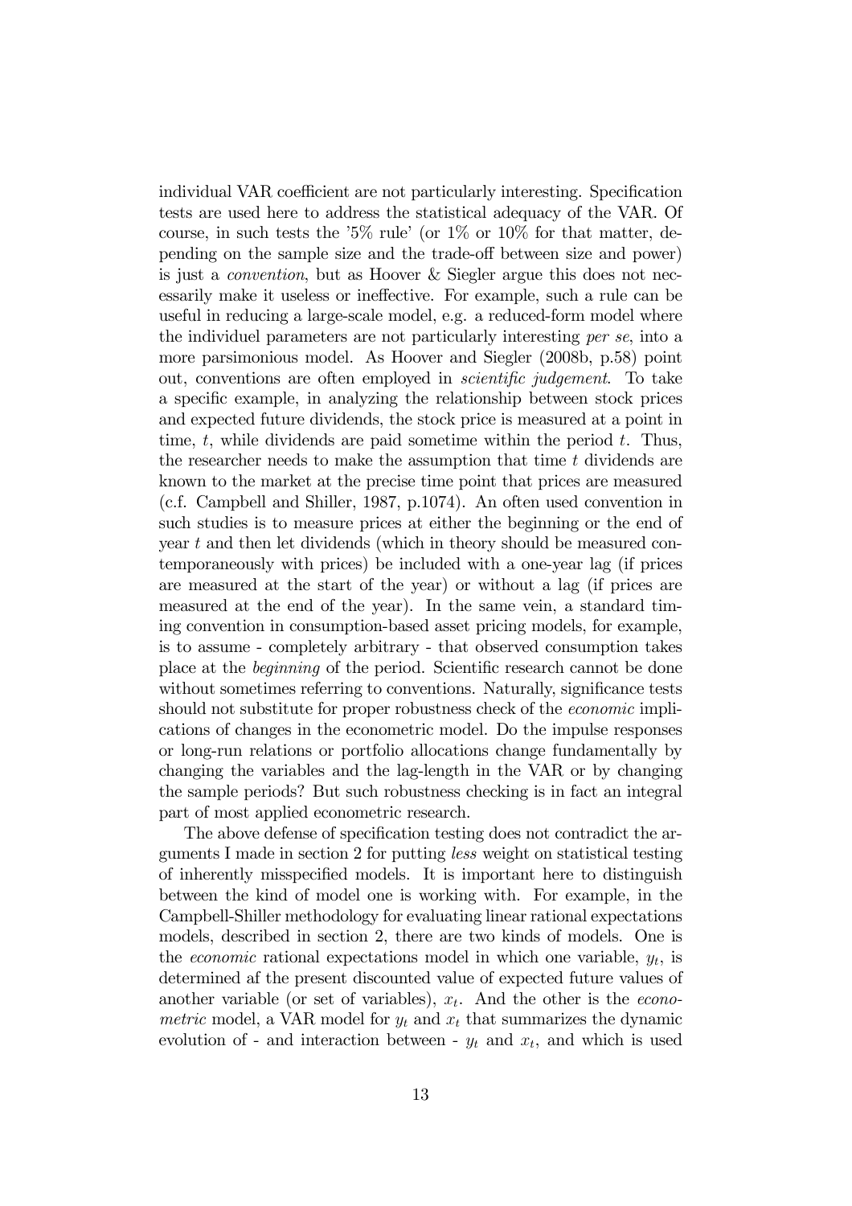individual VAR coefficient are not particularly interesting. Specification tests are used here to address the statistical adequacy of the VAR. Of course, in such tests the '5% rule' (or 1% or 10% for that matter, depending on the sample size and the trade-off between size and power) is just a *convention*, but as Hoover & Siegler argue this does not necessarily make it useless or ineffective. For example, such a rule can be useful in reducing a large-scale model, e.g. a reduced-form model where the individuel parameters are not particularly interesting *per se*, into a more parsimonious model. As Hoover and Siegler (2008b, p.58) point out, conventions are often employed in *scientific judgement*. To take a specific example, in analyzing the relationship between stock prices and expected future dividends, the stock price is measured at a point in time, $t$, while dividends are paid sometime within the period $t$. Thus, the researcher needs to make the assumption that time $t$ dividends are known to the market at the precise time point that prices are measured (c.f. Campbell and Shiller, 1987, p.1074). An often used convention in such studies is to measure prices at either the beginning or the end of year $t$ and then let dividends (which in theory should be measured contemporaneously with prices) be included with a one-year lag (if prices are measured at the start of the year) or without a lag (if prices are measured at the end of the year). In the same vein, a standard timing convention in consumption-based asset pricing models, for example, is to assume - completely arbitrary - that observed consumption takes place at the *beginning* of the period. Scientific research cannot be done without sometimes referring to conventions. Naturally, significance tests should not substitute for proper robustness check of the *economic* implications of changes in the econometric model. Do the impulse responses or long-run relations or portfolio allocations change fundamentally by changing the variables and the lag-length in the VAR or by changing the sample periods? But such robustness checking is in fact an integral part of most applied econometric research.

The above defense of specification testing does not contradict the arguments I made in section 2 for putting *less* weight on statistical testing of inherently misspecified models. It is important here to distinguish between the kind of model one is working with. For example, in the Campbell-Shiller methodology for evaluating linear rational expectations models, described in section 2, there are two kinds of models. One is the *economic* rational expectations model in which one variable, $y_t$, is determined af the present discounted value of expected future values of another variable (or set of variables), $x_t$. And the other is the *econometric* model, a VAR model for $y_t$ and $x_t$ that summarizes the dynamic evolution of - and interaction between - $y_t$ and $x_t$, and which is used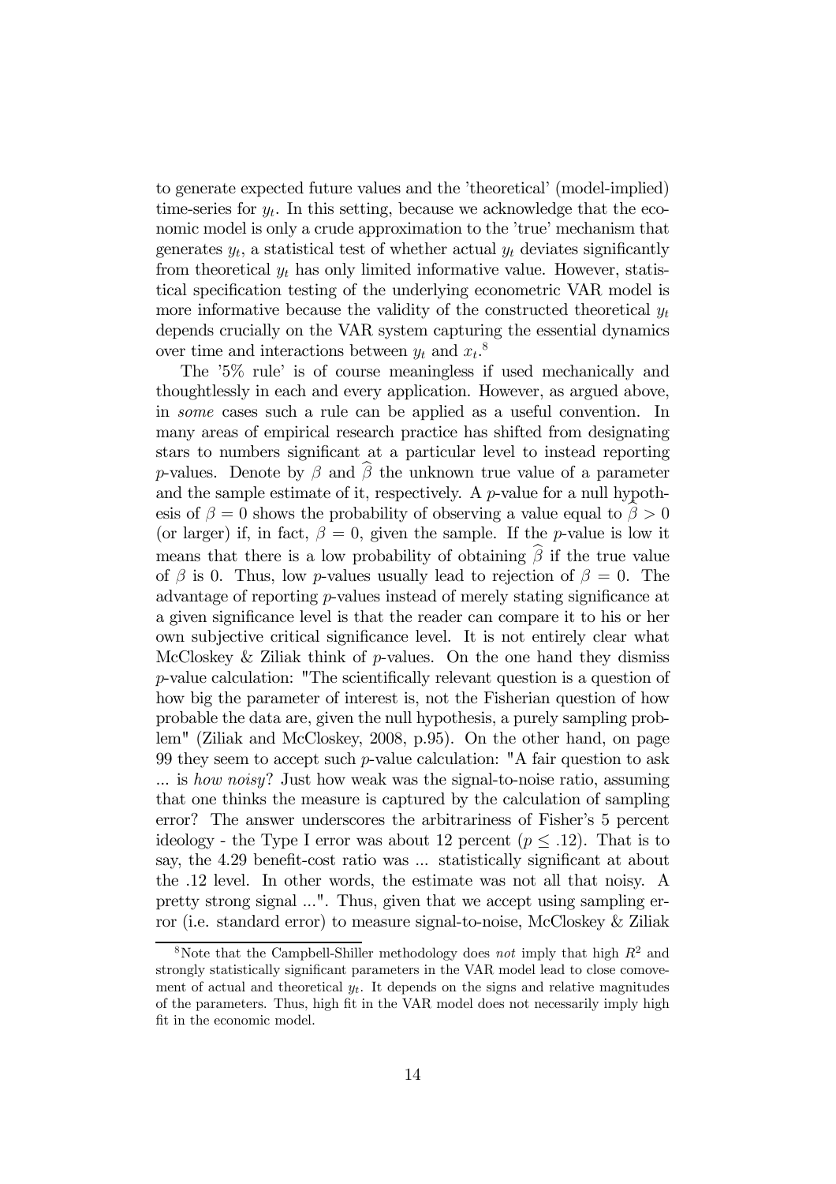to generate expected future values and the 'theoretical' (model-implied) time-series for $y_t$. In this setting, because we acknowledge that the economic model is only a crude approximation to the 'true' mechanism that generates $y_t$, a statistical test of whether actual $y_t$ deviates significantly from theoretical $y_t$ has only limited informative value. However, statistical specification testing of the underlying econometric VAR model is more informative because the validity of the constructed theoretical $y_t$ depends crucially on the VAR system capturing the essential dynamics over time and interactions between $y_t$ and $x_t$.[8]

The '5% rule' is of course meaningless if used mechanically and thoughtlessly in each and every application. However, as argued above, in *some* cases such a rule can be applied as a useful convention. In many areas of empirical research practice has shifted from designating stars to numbers significant at a particular level to instead reporting $p$-values. Denote by $\beta$ and $\widehat{\beta}$ the unknown true value of a parameter and the sample estimate of it, respectively. A $p$-value for a null hypothesis of $\beta = 0$ shows the probability of observing a value equal to $\widehat{\beta} > 0$ (or larger) if, in fact, $\beta = 0$, given the sample. If the $p$-value is low it means that there is a low probability of obtaining $\widehat{\beta}$ if the true value of $\beta$ is 0. Thus, low $p$-values usually lead to rejection of $\beta = 0$. The advantage of reporting $p$-values instead of merely stating significance at a given significance level is that the reader can compare it to his or her own subjective critical significance level. It is not entirely clear what McCloskey & Ziliak think of $p$-values. On the one hand they dismiss $p$-value calculation: "The scientifically relevant question is a question of how big the parameter of interest is, not the Fisherian question of how probable the data are, given the null hypothesis, a purely sampling problem" (Ziliak and McCloskey, 2008, p.95). On the other hand, on page 99 they seem to accept such $p$-value calculation: "A fair question to ask ... is *how noisy*? Just how weak was the signal-to-noise ratio, assuming that one thinks the measure is captured by the calculation of sampling error? The answer underscores the arbitrariness of Fisher's 5 percent ideology - the Type I error was about 12 percent ($p \leq .12$). That is to say, the 4.29 benefit-cost ratio was ... statistically significant at about the .12 level. In other words, the estimate was not all that noisy. A pretty strong signal ...". Thus, given that we accept using sampling error (i.e. standard error) to measure signal-to-noise, McCloskey & Ziliak

[8] Note that the Campbell-Shiller methodology does *not* imply that high $R^2$ and strongly statistically significant parameters in the VAR model lead to close comovement of actual and theoretical $y_t$. It depends on the signs and relative magnitudes of the parameters. Thus, high fit in the VAR model does not necessarily imply high fit in the economic model.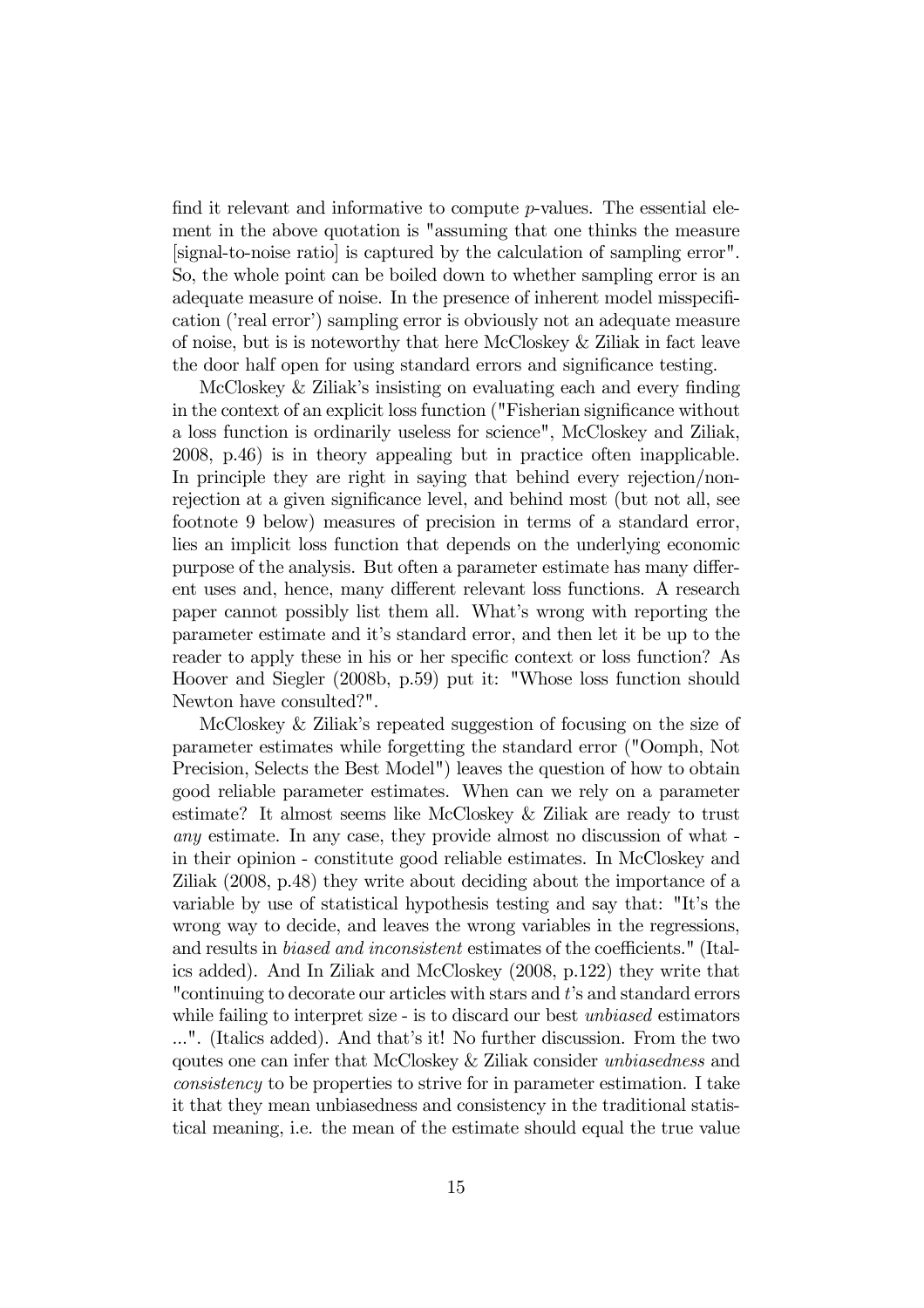find it relevant and informative to compute $p$-values. The essential element in the above quotation is "assuming that one thinks the measure [signal-to-noise ratio] is captured by the calculation of sampling error". So, the whole point can be boiled down to whether sampling error is an adequate measure of noise. In the presence of inherent model misspecification ('real error') sampling error is obviously not an adequate measure of noise, but is is noteworthy that here McCloskey & Ziliak in fact leave the door half open for using standard errors and significance testing.

McCloskey & Ziliak's insisting on evaluating each and every finding in the context of an explicit loss function ("Fisherian significance without a loss function is ordinarily useless for science", McCloskey and Ziliak, 2008, p.46) is in theory appealing but in practice often inapplicable. In principle they are right in saying that behind every rejection/non-rejection at a given significance level, and behind most (but not all, see footnote 9 below) measures of precision in terms of a standard error, lies an implicit loss function that depends on the underlying economic purpose of the analysis. But often a parameter estimate has many different uses and, hence, many different relevant loss functions. A research paper cannot possibly list them all. What's wrong with reporting the parameter estimate and it's standard error, and then let it be up to the reader to apply these in his or her specific context or loss function? As Hoover and Siegler (2008b, p.59) put it: "Whose loss function should Newton have consulted?".

McCloskey & Ziliak's repeated suggestion of focusing on the size of parameter estimates while forgetting the standard error ("Oomph, Not Precision, Selects the Best Model") leaves the question of how to obtain good reliable parameter estimates. When can we rely on a parameter estimate? It almost seems like McCloskey & Ziliak are ready to trust *any* estimate. In any case, they provide almost no discussion of what - in their opinion - constitute good reliable estimates. In McCloskey and Ziliak (2008, p.48) they write about deciding about the importance of a variable by use of statistical hypothesis testing and say that: "It's the wrong way to decide, and leaves the wrong variables in the regressions, and results in *biased and inconsistent* estimates of the coefficients." (Italics added). And In Ziliak and McCloskey (2008, p.122) they write that "continuing to decorate our articles with stars and $t$'s and standard errors while failing to interpret size - is to discard our best *unbiased* estimators ...". (Italics added). And that's it! No further discussion. From the two qoutes one can infer that McCloskey & Ziliak consider *unbiasedness* and *consistency* to be properties to strive for in parameter estimation. I take it that they mean unbiasedness and consistency in the traditional statistical meaning, i.e. the mean of the estimate should equal the true value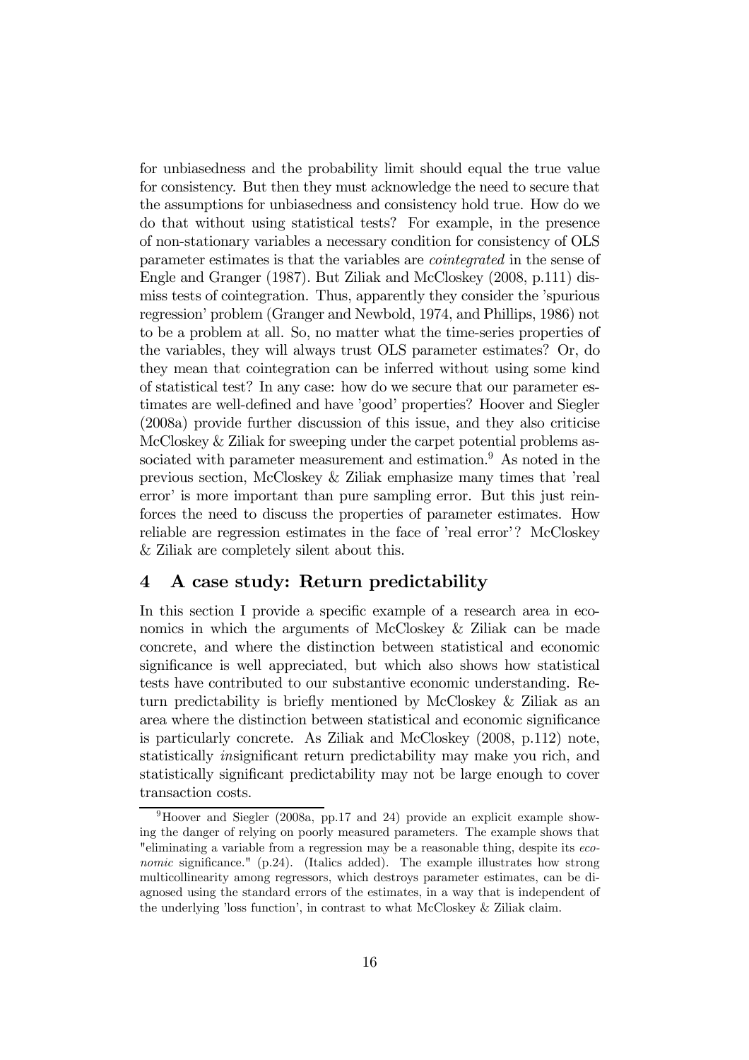for unbiasedness and the probability limit should equal the true value for consistency. But then they must acknowledge the need to secure that the assumptions for unbiasedness and consistency hold true. How do we do that without using statistical tests? For example, in the presence of non-stationary variables a necessary condition for consistency of OLS parameter estimates is that the variables are *cointegrated* in the sense of Engle and Granger (1987). But Ziliak and McCloskey (2008, p.111) dismiss tests of cointegration. Thus, apparently they consider the 'spurious regression' problem (Granger and Newbold, 1974, and Phillips, 1986) not to be a problem at all. So, no matter what the time-series properties of the variables, they will always trust OLS parameter estimates? Or, do they mean that cointegration can be inferred without using some kind of statistical test? In any case: how do we secure that our parameter estimates are well-defined and have 'good' properties? Hoover and Siegler (2008a) provide further discussion of this issue, and they also criticise McCloskey & Ziliak for sweeping under the carpet potential problems associated with parameter measurement and estimation.[9] As noted in the previous section, McCloskey & Ziliak emphasize many times that 'real error' is more important than pure sampling error. But this just reinforces the need to discuss the properties of parameter estimates. How reliable are regression estimates in the face of 'real error'? McCloskey & Ziliak are completely silent about this.

## 4 A case study: Return predictability

In this section I provide a specific example of a research area in economics in which the arguments of McCloskey & Ziliak can be made concrete, and where the distinction between statistical and economic significance is well appreciated, but which also shows how statistical tests have contributed to our substantive economic understanding. Return predictability is briefly mentioned by McCloskey & Ziliak as an area where the distinction between statistical and economic significance is particularly concrete. As Ziliak and McCloskey (2008, p.112) note, statistically *in*significant return predictability may make you rich, and statistically significant predictability may not be large enough to cover transaction costs.

[9] Hoover and Siegler (2008a, pp.17 and 24) provide an explicit example showing the danger of relying on poorly measured parameters. The example shows that "eliminating a variable from a regression may be a reasonable thing, despite its *economic* significance." (p.24). (Italics added). The example illustrates how strong multicollinearity among regressors, which destroys parameter estimates, can be diagnosed using the standard errors of the estimates, in a way that is independent of the underlying 'loss function', in contrast to what McCloskey & Ziliak claim.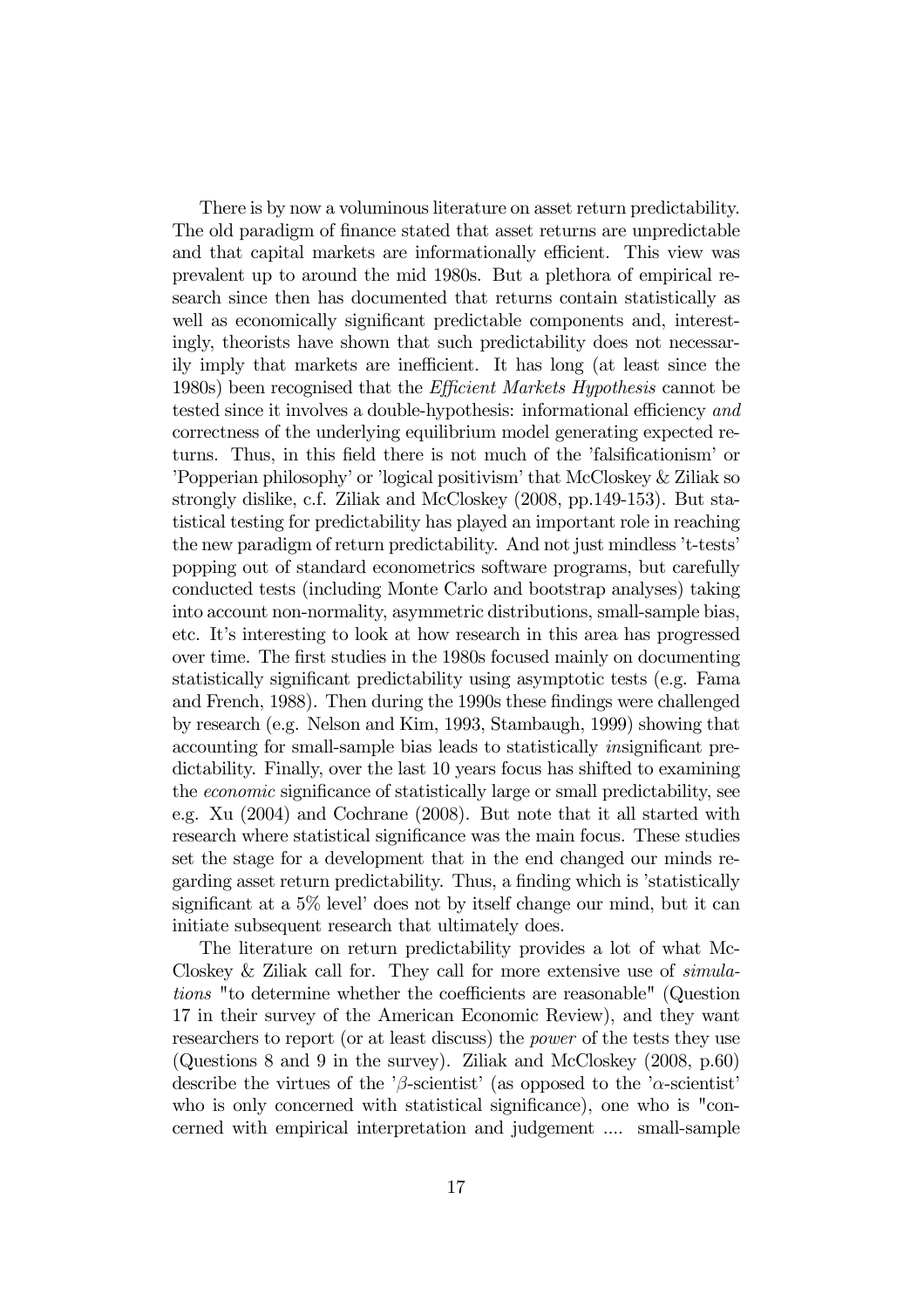There is by now a voluminous literature on asset return predictability. The old paradigm of finance stated that asset returns are unpredictable and that capital markets are informationally efficient. This view was prevalent up to around the mid 1980s. But a plethora of empirical research since then has documented that returns contain statistically as well as economically significant predictable components and, interestingly, theorists have shown that such predictability does not necessarily imply that markets are inefficient. It has long (at least since the 1980s) been recognised that the *Efficient Markets Hypothesis* cannot be tested since it involves a double-hypothesis: informational efficiency *and* correctness of the underlying equilibrium model generating expected returns. Thus, in this field there is not much of the 'falsificationism' or 'Popperian philosophy' or 'logical positivism' that McCloskey & Ziliak so strongly dislike, c.f. Ziliak and McCloskey (2008, pp.149-153). But statistical testing for predictability has played an important role in reaching the new paradigm of return predictability. And not just mindless 't-tests' popping out of standard econometrics software programs, but carefully conducted tests (including Monte Carlo and bootstrap analyses) taking into account non-normality, asymmetric distributions, small-sample bias, etc. It's interesting to look at how research in this area has progressed over time. The first studies in the 1980s focused mainly on documenting statistically significant predictability using asymptotic tests (e.g. Fama and French, 1988). Then during the 1990s these findings were challenged by research (e.g. Nelson and Kim, 1993, Stambaugh, 1999) showing that accounting for small-sample bias leads to statistically *in*significant predictability. Finally, over the last 10 years focus has shifted to examining the *economic* significance of statistically large or small predictability, see e.g. Xu (2004) and Cochrane (2008). But note that it all started with research where statistical significance was the main focus. These studies set the stage for a development that in the end changed our minds regarding asset return predictability. Thus, a finding which is 'statistically significant at a 5% level' does not by itself change our mind, but it can initiate subsequent research that ultimately does.

The literature on return predictability provides a lot of what McCloskey & Ziliak call for. They call for more extensive use of *simulations* "to determine whether the coefficients are reasonable" (Question 17 in their survey of the American Economic Review), and they want researchers to report (or at least discuss) the *power* of the tests they use (Questions 8 and 9 in the survey). Ziliak and McCloskey (2008, p.60) describe the virtues of the '$\beta$-scientist' (as opposed to the '$\alpha$-scientist' who is only concerned with statistical significance), one who is "concerned with empirical interpretation and judgement .... small-sample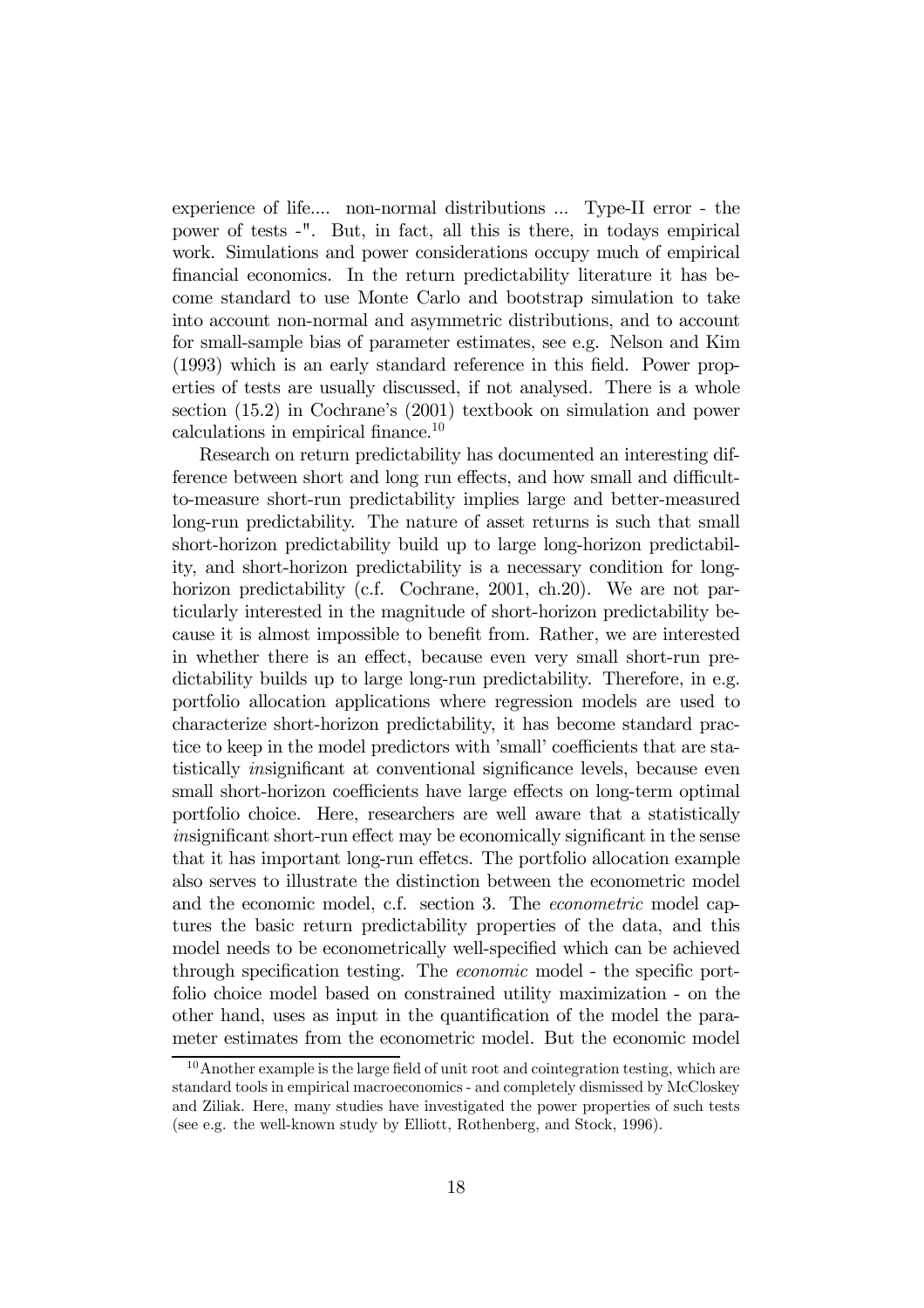experience of life.... non-normal distributions ... Type-II error - the power of tests -". But, in fact, all this is there, in todays empirical work. Simulations and power considerations occupy much of empirical financial economics. In the return predictability literature it has become standard to use Monte Carlo and bootstrap simulation to take into account non-normal and asymmetric distributions, and to account for small-sample bias of parameter estimates, see e.g. Nelson and Kim (1993) which is an early standard reference in this field. Power properties of tests are usually discussed, if not analysed. There is a whole section (15.2) in Cochrane's (2001) textbook on simulation and power calculations in empirical finance.[10]

Research on return predictability has documented an interesting difference between short and long run effects, and how small and difficult-to-measure short-run predictability implies large and better-measured long-run predictability. The nature of asset returns is such that small short-horizon predictability build up to large long-horizon predictability, and short-horizon predictability is a necessary condition for long-horizon predictability (c.f. Cochrane, 2001, ch.20). We are not particularly interested in the magnitude of short-horizon predictability because it is almost impossible to benefit from. Rather, we are interested in whether there is an effect, because even very small short-run predictability builds up to large long-run predictability. Therefore, in e.g. portfolio allocation applications where regression models are used to characterize short-horizon predictability, it has become standard practice to keep in the model predictors with 'small' coefficients that are statistically *in*significant at conventional significance levels, because even small short-horizon coefficients have large effects on long-term optimal portfolio choice. Here, researchers are well aware that a statistically *in*significant short-run effect may be economically significant in the sense that it has important long-run effetcs. The portfolio allocation example also serves to illustrate the distinction between the econometric model and the economic model, c.f. section 3. The *econometric* model captures the basic return predictability properties of the data, and this model needs to be econometrically well-specified which can be achieved through specification testing. The *economic* model - the specific portfolio choice model based on constrained utility maximization - on the other hand, uses as input in the quantification of the model the parameter estimates from the econometric model. But the economic model

[10] Another example is the large field of unit root and cointegration testing, which are standard tools in empirical macroeconomics - and completely dismissed by McCloskey and Ziliak. Here, many studies have investigated the power properties of such tests (see e.g. the well-known study by Elliott, Rothenberg, and Stock, 1996).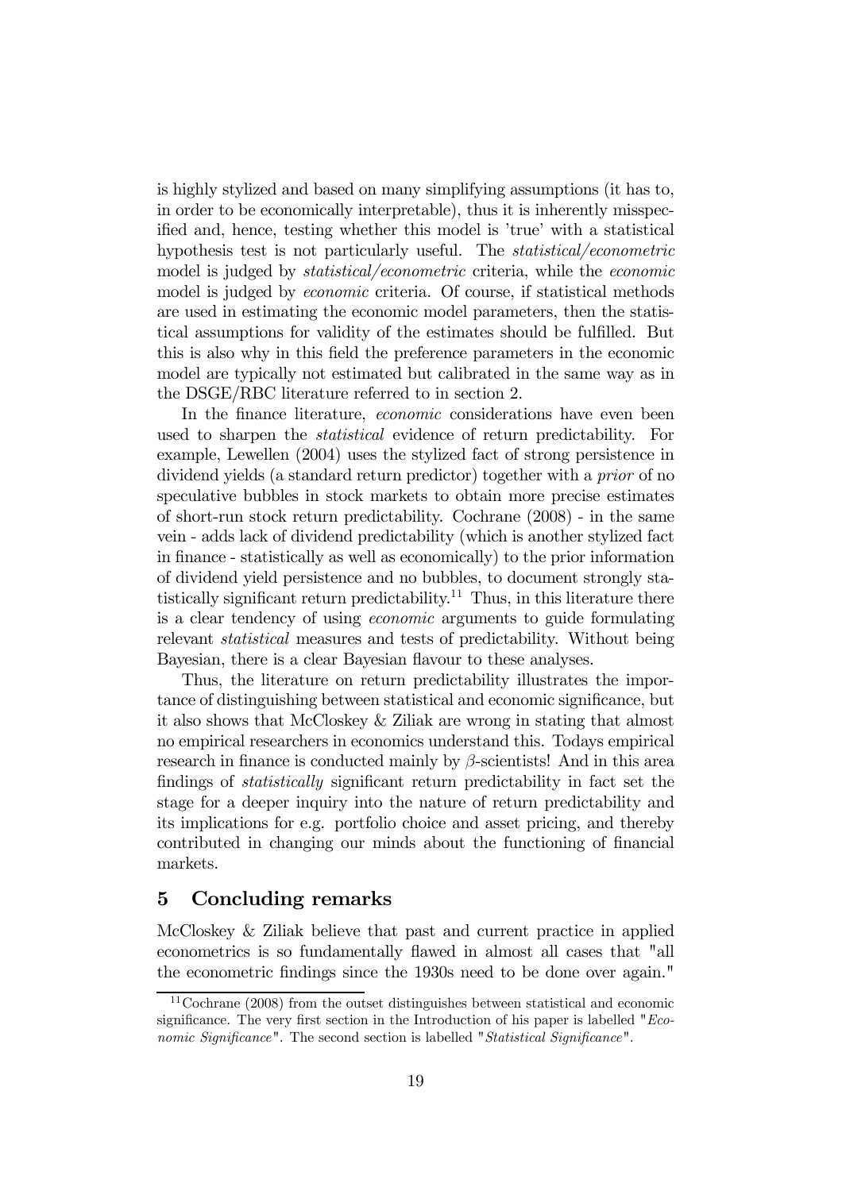is highly stylized and based on many simplifying assumptions (it has to, in order to be economically interpretable), thus it is inherently misspecified and, hence, testing whether this model is 'true' with a statistical hypothesis test is not particularly useful. The *statistical/econometric* model is judged by *statistical/econometric* criteria, while the *economic* model is judged by *economic* criteria. Of course, if statistical methods are used in estimating the economic model parameters, then the statistical assumptions for validity of the estimates should be fulfilled. But this is also why in this field the preference parameters in the economic model are typically not estimated but calibrated in the same way as in the DSGE/RBC literature referred to in section 2.

In the finance literature, *economic* considerations have even been used to sharpen the *statistical* evidence of return predictability. For example, Lewellen (2004) uses the stylized fact of strong persistence in dividend yields (a standard return predictor) together with a *prior* of no speculative bubbles in stock markets to obtain more precise estimates of short-run stock return predictability. Cochrane (2008) - in the same vein - adds lack of dividend predictability (which is another stylized fact in finance - statistically as well as economically) to the prior information of dividend yield persistence and no bubbles, to document strongly statistically significant return predictability.[11] Thus, in this literature there is a clear tendency of using *economic* arguments to guide formulating relevant *statistical* measures and tests of predictability. Without being Bayesian, there is a clear Bayesian flavour to these analyses.

Thus, the literature on return predictability illustrates the importance of distinguishing between statistical and economic significance, but it also shows that McCloskey & Ziliak are wrong in stating that almost no empirical researchers in economics understand this. Todays empirical research in finance is conducted mainly by $\beta$-scientists! And in this area findings of *statistically* significant return predictability in fact set the stage for a deeper inquiry into the nature of return predictability and its implications for e.g. portfolio choice and asset pricing, and thereby contributed in changing our minds about the functioning of financial markets.

## 5 Concluding remarks

McCloskey & Ziliak believe that past and current practice in applied econometrics is so fundamentally flawed in almost all cases that "all the econometric findings since the 1930s need to be done over again."

[11] Cochrane (2008) from the outset distinguishes between statistical and economic significance. The very first section in the Introduction of his paper is labelled "*Economic Significance*". The second section is labelled "*Statistical Significance*".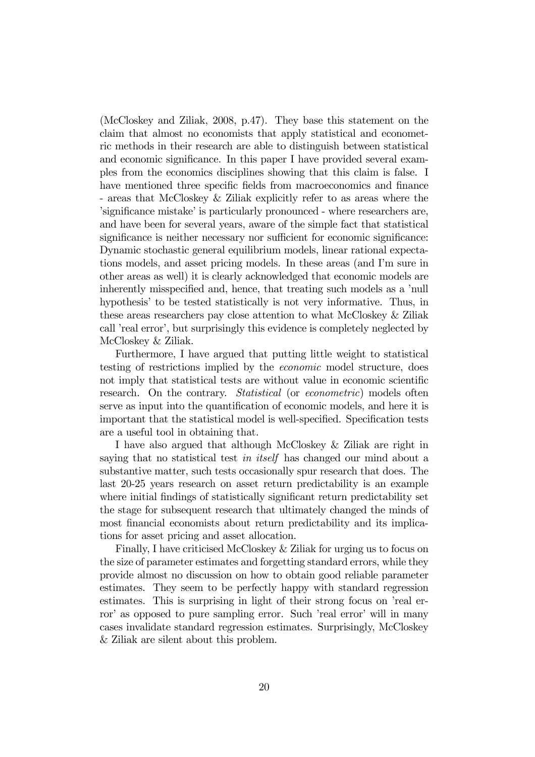(McCloskey and Ziliak, 2008, p.47). They base this statement on the claim that almost no economists that apply statistical and econometric methods in their research are able to distinguish between statistical and economic significance. In this paper I have provided several examples from the economics disciplines showing that this claim is false. I have mentioned three specific fields from macroeconomics and finance - areas that McCloskey & Ziliak explicitly refer to as areas where the 'significance mistake' is particularly pronounced - where researchers are, and have been for several years, aware of the simple fact that statistical significance is neither necessary nor sufficient for economic significance: Dynamic stochastic general equilibrium models, linear rational expectations models, and asset pricing models. In these areas (and I'm sure in other areas as well) it is clearly acknowledged that economic models are inherently misspecified and, hence, that treating such models as a 'null hypothesis' to be tested statistically is not very informative. Thus, in these areas researchers pay close attention to what McCloskey & Ziliak call 'real error', but surprisingly this evidence is completely neglected by McCloskey & Ziliak.

Furthermore, I have argued that putting little weight to statistical testing of restrictions implied by the *economic* model structure, does not imply that statistical tests are without value in economic scientific research. On the contrary. *Statistical* (or *econometric*) models often serve as input into the quantification of economic models, and here it is important that the statistical model is well-specified. Specification tests are a useful tool in obtaining that.

I have also argued that although McCloskey & Ziliak are right in saying that no statistical test *in itself* has changed our mind about a substantive matter, such tests occasionally spur research that does. The last 20-25 years research on asset return predictability is an example where initial findings of statistically significant return predictability set the stage for subsequent research that ultimately changed the minds of most financial economists about return predictability and its implications for asset pricing and asset allocation.

Finally, I have criticised McCloskey & Ziliak for urging us to focus on the size of parameter estimates and forgetting standard errors, while they provide almost no discussion on how to obtain good reliable parameter estimates. They seem to be perfectly happy with standard regression estimates. This is surprising in light of their strong focus on 'real error' as opposed to pure sampling error. Such 'real error' will in many cases invalidate standard regression estimates. Surprisingly, McCloskey & Ziliak are silent about this problem.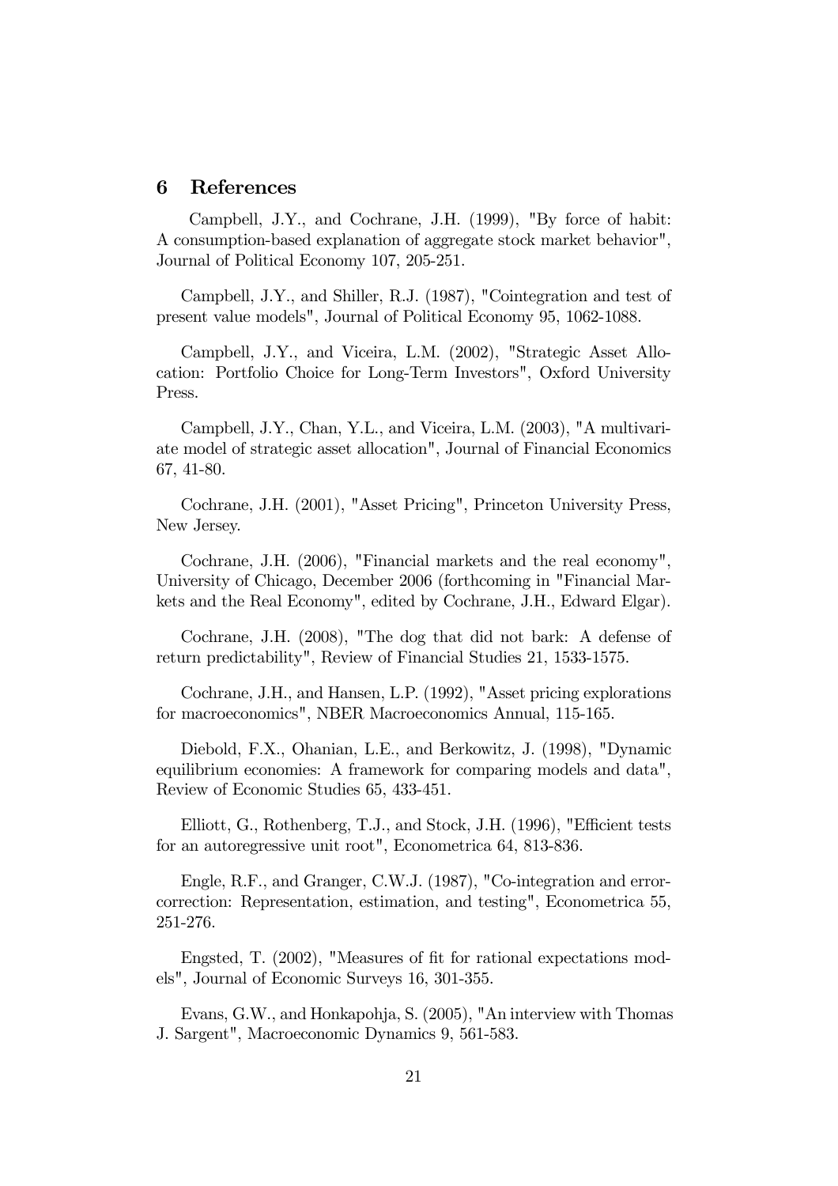# 6 References

Campbell, J.Y., and Cochrane, J.H. (1999), "By force of habit: A consumption-based explanation of aggregate stock market behavior", Journal of Political Economy 107, 205-251.

Campbell, J.Y., and Shiller, R.J. (1987), "Cointegration and test of present value models", Journal of Political Economy 95, 1062-1088.

Campbell, J.Y., and Viceira, L.M. (2002), "Strategic Asset Allocation: Portfolio Choice for Long-Term Investors", Oxford University Press.

Campbell, J.Y., Chan, Y.L., and Viceira, L.M. (2003), "A multivariate model of strategic asset allocation", Journal of Financial Economics 67, 41-80.

Cochrane, J.H. (2001), "Asset Pricing", Princeton University Press, New Jersey.

Cochrane, J.H. (2006), "Financial markets and the real economy", University of Chicago, December 2006 (forthcoming in "Financial Markets and the Real Economy", edited by Cochrane, J.H., Edward Elgar).

Cochrane, J.H. (2008), "The dog that did not bark: A defense of return predictability", Review of Financial Studies 21, 1533-1575.

Cochrane, J.H., and Hansen, L.P. (1992), "Asset pricing explorations for macroeconomics", NBER Macroeconomics Annual, 115-165.

Diebold, F.X., Ohanian, L.E., and Berkowitz, J. (1998), "Dynamic equilibrium economies: A framework for comparing models and data", Review of Economic Studies 65, 433-451.

Elliott, G., Rothenberg, T.J., and Stock, J.H. (1996), "Efficient tests for an autoregressive unit root", Econometrica 64, 813-836.

Engle, R.F., and Granger, C.W.J. (1987), "Co-integration and error-correction: Representation, estimation, and testing", Econometrica 55, 251-276.

Engsted, T. (2002), "Measures of fit for rational expectations models", Journal of Economic Surveys 16, 301-355.

Evans, G.W., and Honkapohja, S. (2005), "An interview with Thomas J. Sargent", Macroeconomic Dynamics 9, 561-583.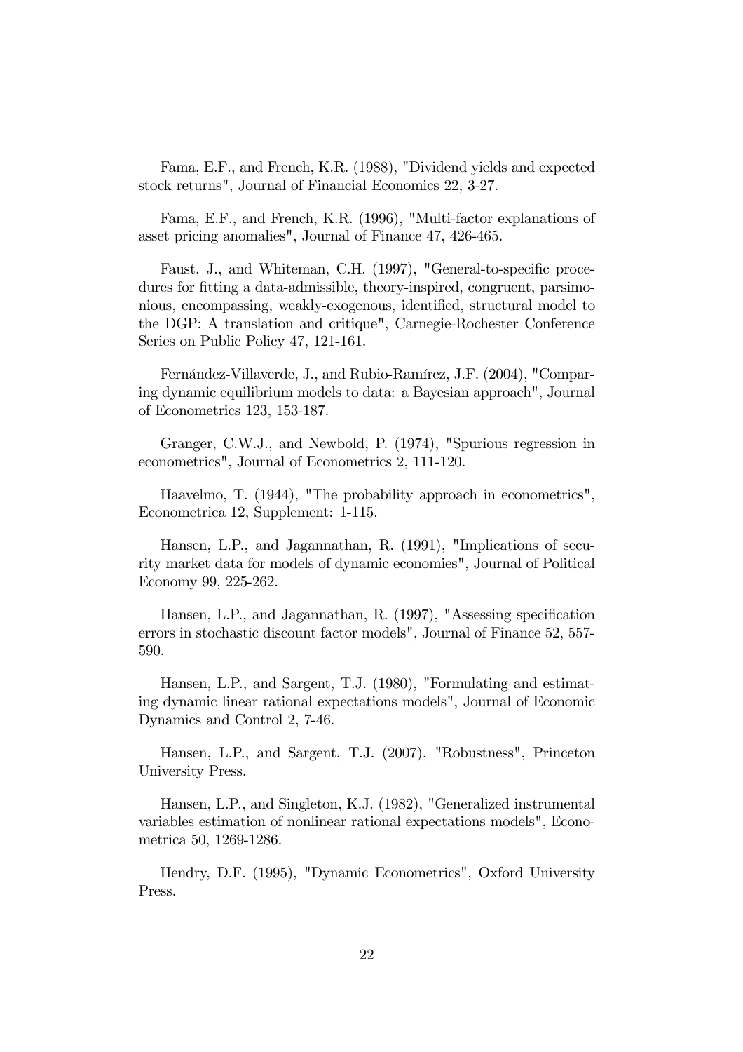Fama, E.F., and French, K.R. (1988), "Dividend yields and expected stock returns", Journal of Financial Economics 22, 3-27.

Fama, E.F., and French, K.R. (1996), "Multi-factor explanations of asset pricing anomalies", Journal of Finance 47, 426-465.

Faust, J., and Whiteman, C.H. (1997), "General-to-specific procedures for fitting a data-admissible, theory-inspired, congruent, parsimonious, encompassing, weakly-exogenous, identified, structural model to the DGP: A translation and critique", Carnegie-Rochester Conference Series on Public Policy 47, 121-161.

Fernández-Villaverde, J., and Rubio-Ramírez, J.F. (2004), "Comparing dynamic equilibrium models to data: a Bayesian approach", Journal of Econometrics 123, 153-187.

Granger, C.W.J., and Newbold, P. (1974), "Spurious regression in econometrics", Journal of Econometrics 2, 111-120.

Haavelmo, T. (1944), "The probability approach in econometrics", Econometrica 12, Supplement: 1-115.

Hansen, L.P., and Jagannathan, R. (1991), "Implications of security market data for models of dynamic economies", Journal of Political Economy 99, 225-262.

Hansen, L.P., and Jagannathan, R. (1997), "Assessing specification errors in stochastic discount factor models", Journal of Finance 52, 557-590.

Hansen, L.P., and Sargent, T.J. (1980), "Formulating and estimating dynamic linear rational expectations models", Journal of Economic Dynamics and Control 2, 7-46.

Hansen, L.P., and Sargent, T.J. (2007), "Robustness", Princeton University Press.

Hansen, L.P., and Singleton, K.J. (1982), "Generalized instrumental variables estimation of nonlinear rational expectations models", Econometrica 50, 1269-1286.

Hendry, D.F. (1995), "Dynamic Econometrics", Oxford University Press.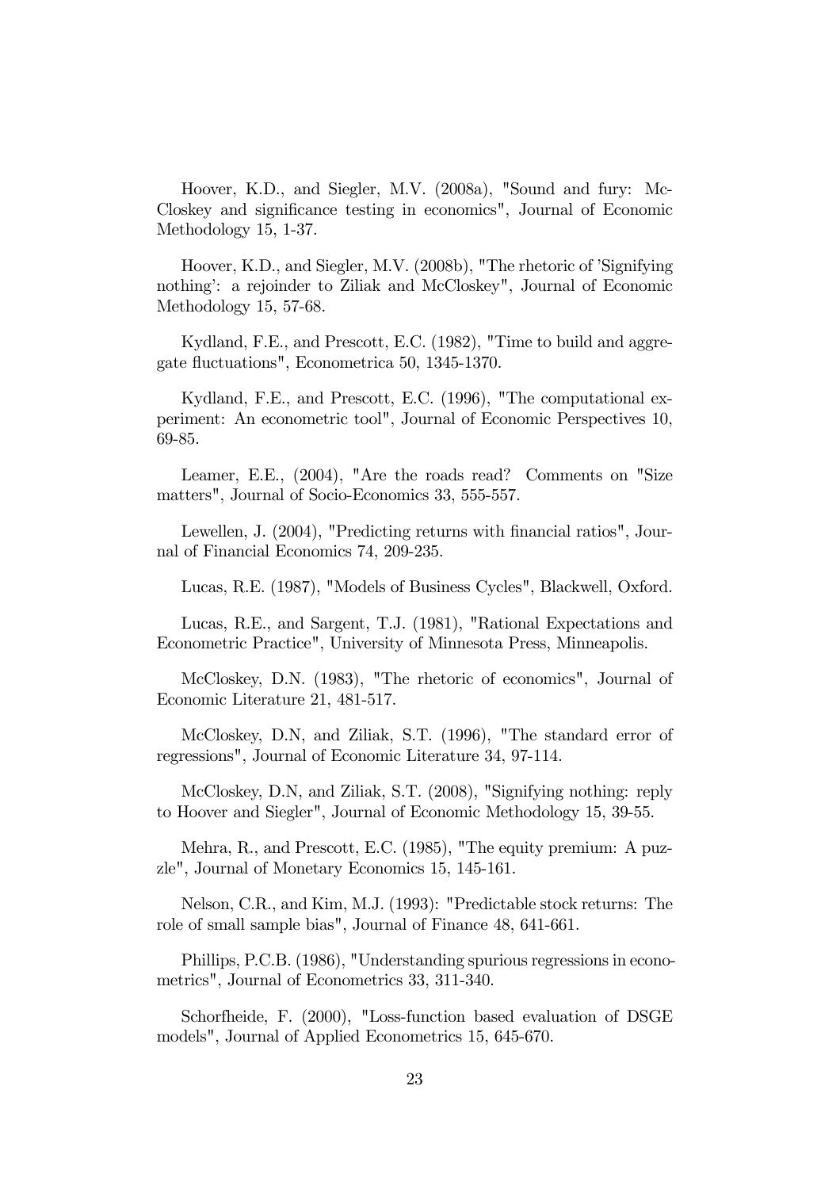Hoover, K.D., and Siegler, M.V. (2008a), "Sound and fury: McCloskey and significance testing in economics", Journal of Economic Methodology 15, 1-37.

Hoover, K.D., and Siegler, M.V. (2008b), "The rhetoric of 'Signifying nothing': a rejoinder to Ziliak and McCloskey", Journal of Economic Methodology 15, 57-68.

Kydland, F.E., and Prescott, E.C. (1982), "Time to build and aggregate fluctuations", Econometrica 50, 1345-1370.

Kydland, F.E., and Prescott, E.C. (1996), "The computational experiment: An econometric tool", Journal of Economic Perspectives 10, 69-85.

Leamer, E.E., (2004), "Are the roads read? Comments on "Size matters", Journal of Socio-Economics 33, 555-557.

Lewellen, J. (2004), "Predicting returns with financial ratios", Journal of Financial Economics 74, 209-235.

Lucas, R.E. (1987), "Models of Business Cycles", Blackwell, Oxford.

Lucas, R.E., and Sargent, T.J. (1981), "Rational Expectations and Econometric Practice", University of Minnesota Press, Minneapolis.

McCloskey, D.N. (1983), "The rhetoric of economics", Journal of Economic Literature 21, 481-517.

McCloskey, D.N, and Ziliak, S.T. (1996), "The standard error of regressions", Journal of Economic Literature 34, 97-114.

McCloskey, D.N, and Ziliak, S.T. (2008), "Signifying nothing: reply to Hoover and Siegler", Journal of Economic Methodology 15, 39-55.

Mehra, R., and Prescott, E.C. (1985), "The equity premium: A puzzle", Journal of Monetary Economics 15, 145-161.

Nelson, C.R., and Kim, M.J. (1993): "Predictable stock returns: The role of small sample bias", Journal of Finance 48, 641-661.

Phillips, P.C.B. (1986), "Understanding spurious regressions in econometrics", Journal of Econometrics 33, 311-340.

Schorfheide, F. (2000), "Loss-function based evaluation of DSGE models", Journal of Applied Econometrics 15, 645-670.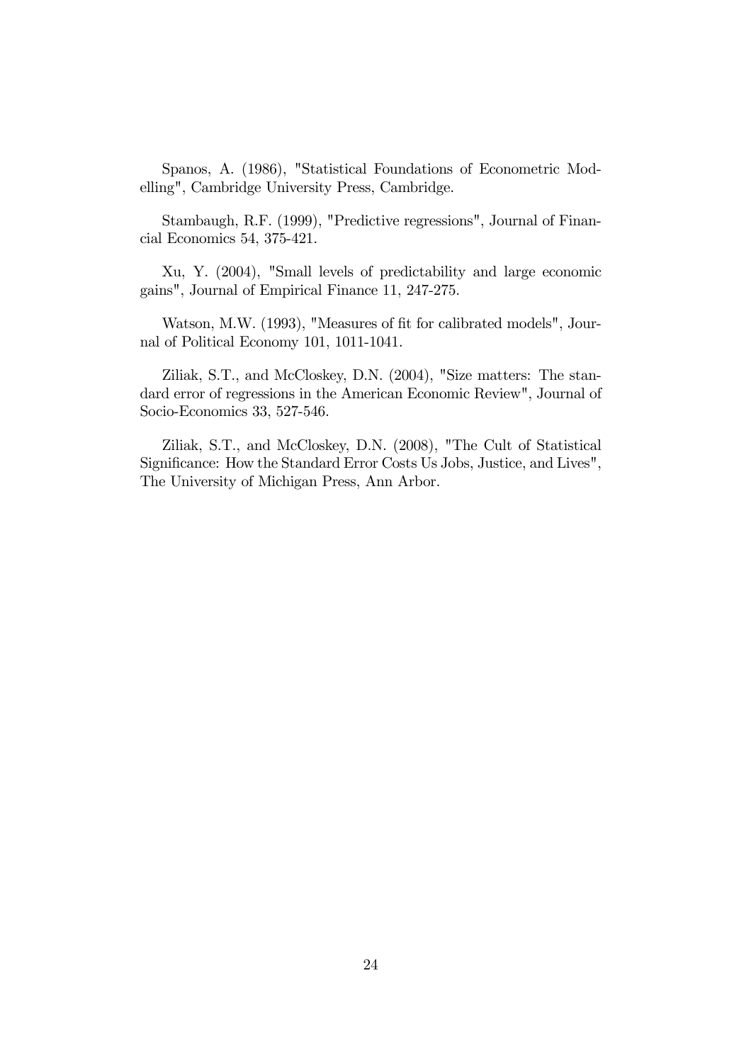Spanos, A. (1986), "Statistical Foundations of Econometric Modelling", Cambridge University Press, Cambridge.

Stambaugh, R.F. (1999), "Predictive regressions", Journal of Financial Economics 54, 375-421.

Xu, Y. (2004), "Small levels of predictability and large economic gains", Journal of Empirical Finance 11, 247-275.

Watson, M.W. (1993), "Measures of fit for calibrated models", Journal of Political Economy 101, 1011-1041.

Ziliak, S.T., and McCloskey, D.N. (2004), "Size matters: The standard error of regressions in the American Economic Review", Journal of Socio-Economics 33, 527-546.

Ziliak, S.T., and McCloskey, D.N. (2008), "The Cult of Statistical Significance: How the Standard Error Costs Us Jobs, Justice, and Lives", The University of Michigan Press, Ann Arbor.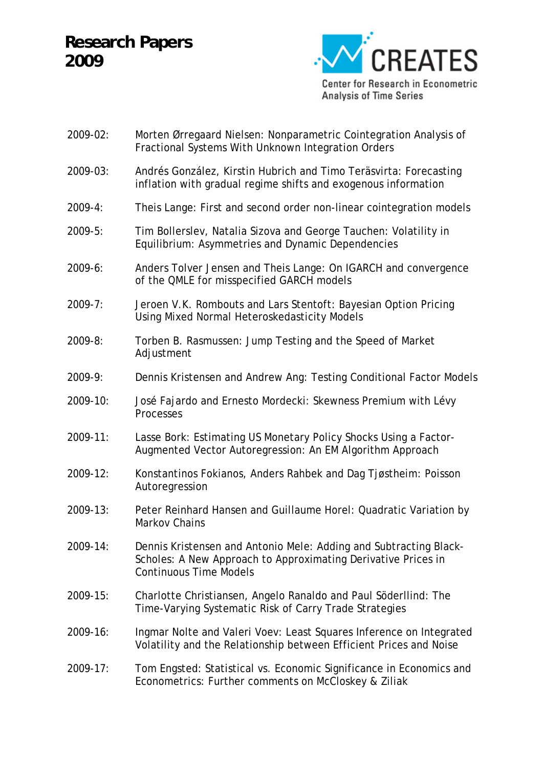# Research Papers 2009

CREATES

Center for Research in Econometric Analysis of Time Series

2009-02: Morten Ørregaard Nielsen: Nonparametric Cointegration Analysis of Fractional Systems With Unknown Integration Orders

2009-03: Andrés González, Kirstin Hubrich and Timo Teräsvirta: Forecasting inflation with gradual regime shifts and exogenous information

2009-4: Theis Lange: First and second order non-linear cointegration models

2009-5: Tim Bollerslev, Natalia Sizova and George Tauchen: Volatility in Equilibrium: Asymmetries and Dynamic Dependencies

2009-6: Anders Tolver Jensen and Theis Lange: On IGARCH and convergence of the QMLE for misspecified GARCH models

2009-7: Jeroen V.K. Rombouts and Lars Stentoft: Bayesian Option Pricing Using Mixed Normal Heteroskedasticity Models

2009-8: Torben B. Rasmussen: Jump Testing and the Speed of Market Adjustment

2009-9: Dennis Kristensen and Andrew Ang: Testing Conditional Factor Models

2009-10: José Fajardo and Ernesto Mordecki: Skewness Premium with Lévy Processes

2009-11: Lasse Bork: Estimating US Monetary Policy Shocks Using a Factor-Augmented Vector Autoregression: An EM Algorithm Approach

2009-12: Konstantinos Fokianos, Anders Rahbek and Dag Tjøstheim: Poisson Autoregression

2009-13: Peter Reinhard Hansen and Guillaume Horel: Quadratic Variation by Markov Chains

2009-14: Dennis Kristensen and Antonio Mele: Adding and Subtracting Black-Scholes: A New Approach to Approximating Derivative Prices in Continuous Time Models

2009-15: Charlotte Christiansen, Angelo Ranaldo and Paul Söderllind: The Time-Varying Systematic Risk of Carry Trade Strategies

2009-16: Ingmar Nolte and Valeri Voev: Least Squares Inference on Integrated Volatility and the Relationship between Efficient Prices and Noise

2009-17: Tom Engsted: Statistical vs. Economic Significance in Economics and Econometrics: Further comments on McCloskey & Ziliak